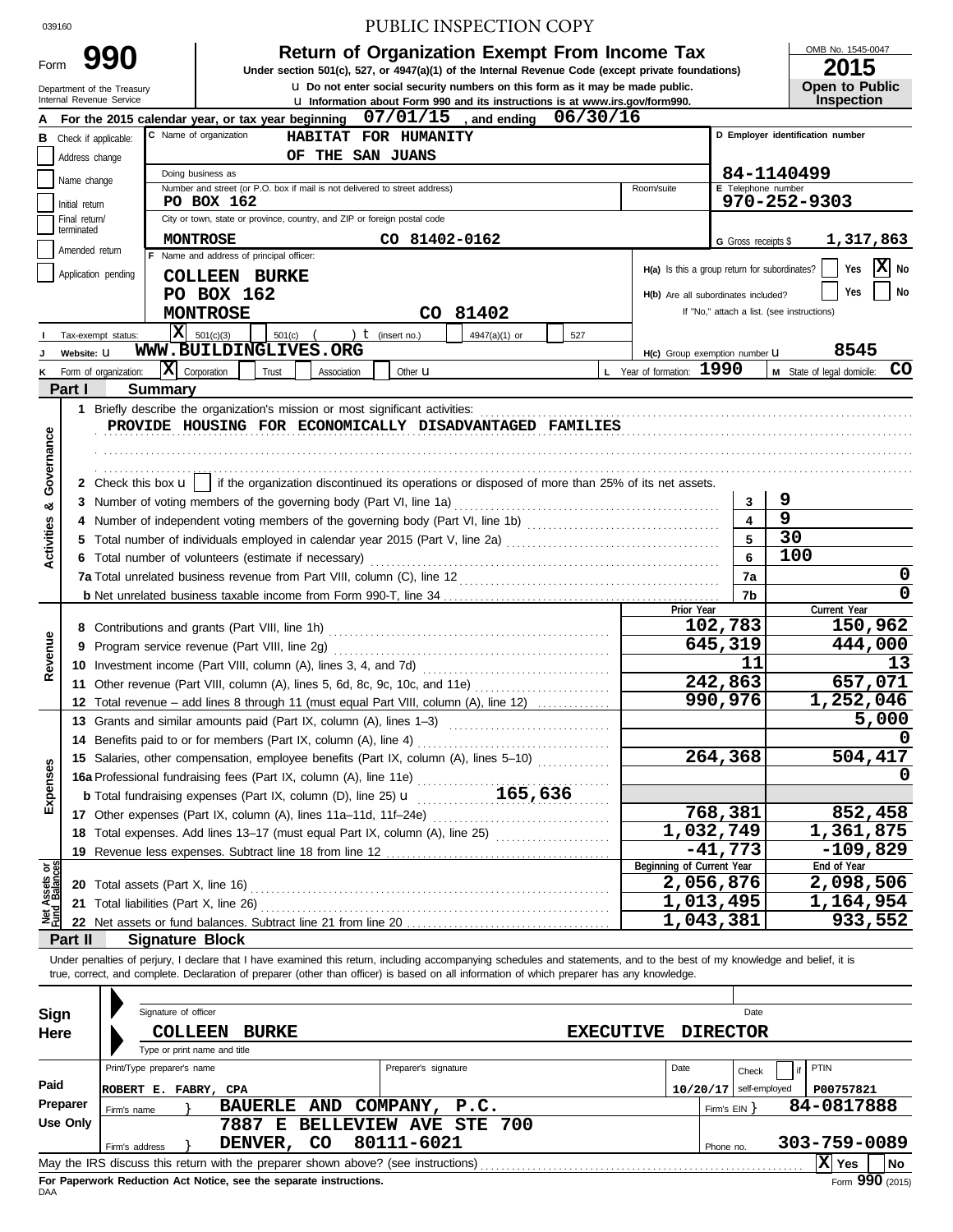039160

PUBLIC INSPECTION COPY

# Form 990 — Return of Organization Exempt From Income Tax

**Under section 501(c), 527, or 4947(a)(1) of the Internal Revenue Code (except private foundations)**

u Do not enter social security numbers on this form as it may be made public.

u Information about Form 990 and its instructions is at www.irs.gov/form990.

Department of the Treasury
Internal Revenue Service

OMB No. 1545-0047

**2015**

**Open to Public Inspection**

**A** For the 2015 calendar year, or tax year beginning 07/01/15 , and ending 06/30/16

**B** Check if applicable: Address change | Name change | Initial return | Final return/terminated | Amended return | Application pending

**C** Name of organization: HABITAT FOR HUMANITY OF THE SAN JUANS

Doing business as

Number and street (or P.O. box if mail is not delivered to street address): PO BOX 162 — Room/suite

City or town, state or province, country, and ZIP or foreign postal code: MONTROSE CO 81402-0162

**D** Employer identification number: 84-1140499

**E** Telephone number: 970-252-9303

**G** Gross receipts $ 1,317,863

**F** Name and address of principal officer: COLLEEN BURKE, PO BOX 162, MONTROSE CO 81402

H(a) Is this a group return for subordinates? Yes [ ] No [X]

H(b) Are all subordinates included? Yes [ ] No [ ]

If "No," attach a list. (see instructions)

**I** Tax-exempt status: [X] 501(c)(3) [ ] 501(c) ( ) t (insert no.) [ ] 4947(a)(1) or [ ] 527

**J** Website: u WWW.BUILDINGLIVES.ORG

H(c) Group exemption number u 8545

**K** Form of organization: [X] Corporation [ ] Trust [ ] Association [ ] Other u

**L** Year of formation: 1990

**M** State of legal domicile: CO

## Part I — Summary

**Activities & Governance**

1 Briefly describe the organization's mission or most significant activities:
PROVIDE HOUSING FOR ECONOMICALLY DISADVANTAGED FAMILIES

2 Check this box u [ ] if the organization discontinued its operations or disposed of more than 25% of its net assets.

| Line | Description | | Value |
|---|---|---|---|
| 3 | Number of voting members of the governing body (Part VI, line 1a) | 3 | 9 |
| 4 | Number of independent voting members of the governing body (Part VI, line 1b) | 4 | 9 |
| 5 | Total number of individuals employed in calendar year 2015 (Part V, line 2a) | 5 | 30 |
| 6 | Total number of volunteers (estimate if necessary) | 6 | 100 |
| 7a | Total unrelated business revenue from Part VIII, column (C), line 12 | 7a | 0 |
| 7b | Net unrelated business taxable income from Form 990-T, line 34 | 7b | 0 |

| Line | Description | Prior Year | Current Year |
|---|---|---|---|
| **Revenue** | | | |
| 8 | Contributions and grants (Part VIII, line 1h) | 102,783 | 150,962 |
| 9 | Program service revenue (Part VIII, line 2g) | 645,319 | 444,000 |
| 10 | Investment income (Part VIII, column (A), lines 3, 4, and 7d) | 11 | 13 |
| 11 | Other revenue (Part VIII, column (A), lines 5, 6d, 8c, 9c, 10c, and 11e) | 242,863 | 657,071 |
| 12 | Total revenue – add lines 8 through 11 (must equal Part VIII, column (A), line 12) | 990,976 | 1,252,046 |
| **Expenses** | | | |
| 13 | Grants and similar amounts paid (Part IX, column (A), lines 1–3) | | 5,000 |
| 14 | Benefits paid to or for members (Part IX, column (A), line 4) | | 0 |
| 15 | Salaries, other compensation, employee benefits (Part IX, column (A), lines 5–10) | 264,368 | 504,417 |
| 16a | Professional fundraising fees (Part IX, column (A), line 11e) | | 0 |
| b | Total fundraising expenses (Part IX, column (D), line 25) u 165,636 | | |
| 17 | Other expenses (Part IX, column (A), lines 11a–11d, 11f–24e) | 768,381 | 852,458 |
| 18 | Total expenses. Add lines 13–17 (must equal Part IX, column (A), line 25) | 1,032,749 | 1,361,875 |
| 19 | Revenue less expenses. Subtract line 18 from line 12 | -41,773 | -109,829 |
| **Net Assets or Fund Balances** | | **Beginning of Current Year** | **End of Year** |
| 20 | Total assets (Part X, line 16) | 2,056,876 | 2,098,506 |
| 21 | Total liabilities (Part X, line 26) | 1,013,495 | 1,164,954 |
| 22 | Net assets or fund balances. Subtract line 21 from line 20 | 1,043,381 | 933,552 |

## Part II — Signature Block

Under penalties of perjury, I declare that I have examined this return, including accompanying schedules and statements, and to the best of my knowledge and belief, it is true, correct, and complete. Declaration of preparer (other than officer) is based on all information of which preparer has any knowledge.

**Sign Here**

Signature of officer — Date

COLLEEN BURKE — EXECUTIVE DIRECTOR

Type or print name and title

**Paid Preparer Use Only**

| Print/Type preparer's name | Preparer's signature | Date | Check if self-employed | PTIN |
|---|---|---|---|---|
| ROBERT E. FABRY, CPA | | 10/20/17 | | P00757821 |

Firm's name } BAUERLE AND COMPANY, P.C. — Firm's EIN } 84-0817888

Firm's address } 7887 E BELLEVIEW AVE STE 700, DENVER, CO 80111-6021 — Phone no. 303-759-0089

May the IRS discuss this return with the preparer shown above? (see instructions) [X] Yes [ ] No

**For Paperwork Reduction Act Notice, see the separate instructions.**

DAA — Form **990** (2015)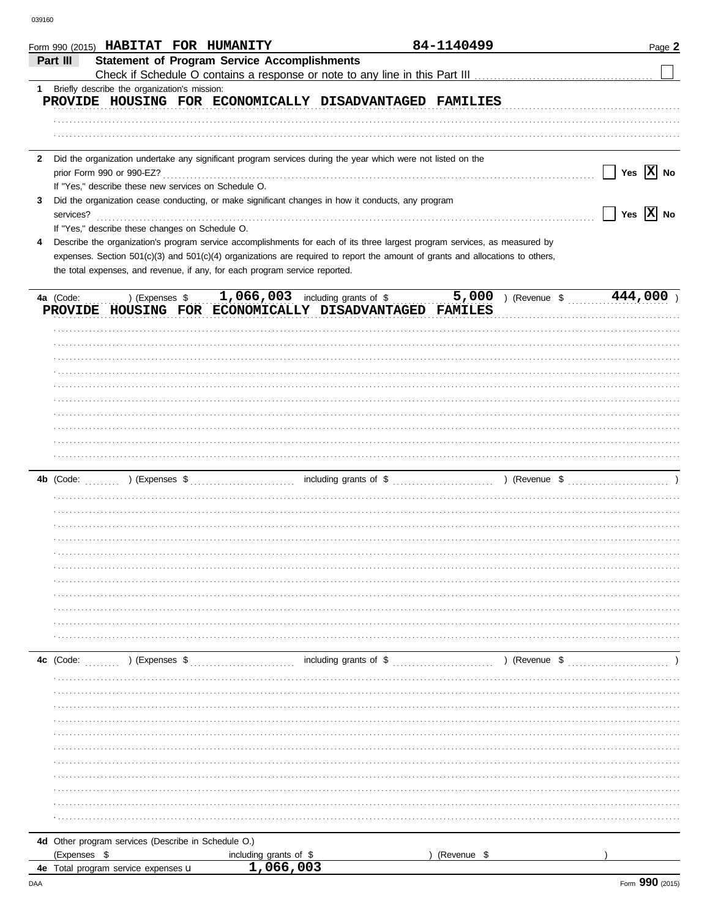Form 990 (2015) **HABITAT FOR HUMANITY** 84-1140499 Page **2**

## Part III Statement of Program Service Accomplishments

Check if Schedule O contains a response or note to any line in this Part III ☐

**1** Briefly describe the organization's mission:

PROVIDE HOUSING FOR ECONOMICALLY DISADVANTAGED FAMILIES

**2** Did the organization undertake any significant program services during the year which were not listed on the prior Form 990 or 990-EZ? ☐ Yes ☒ No

If "Yes," describe these new services on Schedule O.

**3** Did the organization cease conducting, or make significant changes in how it conducts, any program services? ☐ Yes ☒ No

If "Yes," describe these changes on Schedule O.

**4** Describe the organization's program service accomplishments for each of its three largest program services, as measured by expenses. Section 501(c)(3) and 501(c)(4) organizations are required to report the amount of grants and allocations to others, the total expenses, and revenue, if any, for each program service reported.

**4a** (Code: ) (Expenses $ 1,066,003 including grants of $ 5,000 ) (Revenue $ 444,000 )

PROVIDE HOUSING FOR ECONOMICALLY DISADVANTAGED FAMILES

**4b** (Code: ) (Expenses $ including grants of $ ) (Revenue $ )

**4c** (Code: ) (Expenses $ including grants of $ ) (Revenue $ )

**4d** Other program services (Describe in Schedule O.)

(Expenses $ including grants of $ ) (Revenue $ )

**4e** Total program service expenses 1,066,003

Form **990** (2015)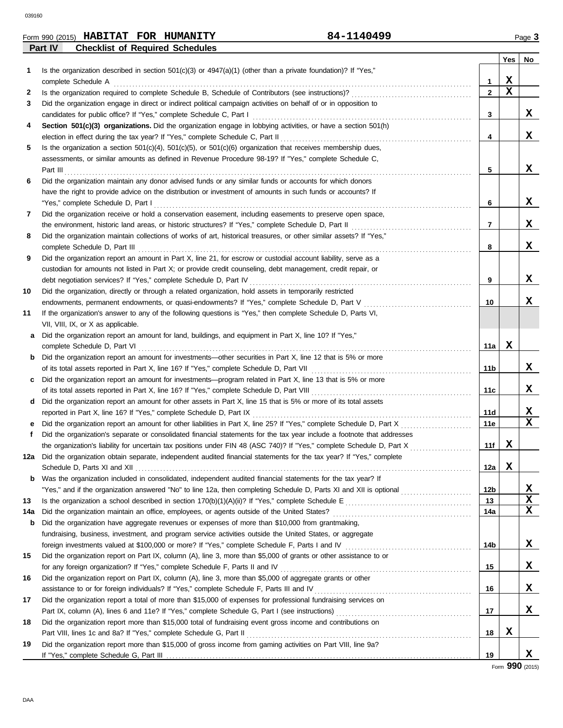Form 990 (2015) **HABITAT FOR HUMANITY** **84-1140499**

## Part IV Checklist of Required Schedules

| | | | Yes | No |
|---|---|---|---|---|
| **1** | Is the organization described in section 501(c)(3) or 4947(a)(1) (other than a private foundation)? If "Yes," complete Schedule A | 1 | X | |
| **2** | Is the organization required to complete Schedule B, Schedule of Contributors (see instructions)? | 2 | X | |
| **3** | Did the organization engage in direct or indirect political campaign activities on behalf of or in opposition to candidates for public office? If "Yes," complete Schedule C, Part I | 3 | | X |
| **4** | **Section 501(c)(3) organizations.** Did the organization engage in lobbying activities, or have a section 501(h) election in effect during the tax year? If "Yes," complete Schedule C, Part II | 4 | | X |
| **5** | Is the organization a section 501(c)(4), 501(c)(5), or 501(c)(6) organization that receives membership dues, assessments, or similar amounts as defined in Revenue Procedure 98-19? If "Yes," complete Schedule C, Part III | 5 | | X |
| **6** | Did the organization maintain any donor advised funds or any similar funds or accounts for which donors have the right to provide advice on the distribution or investment of amounts in such funds or accounts? If "Yes," complete Schedule D, Part I | 6 | | X |
| **7** | Did the organization receive or hold a conservation easement, including easements to preserve open space, the environment, historic land areas, or historic structures? If "Yes," complete Schedule D, Part II | 7 | | X |
| **8** | Did the organization maintain collections of works of art, historical treasures, or other similar assets? If "Yes," complete Schedule D, Part III | 8 | | X |
| **9** | Did the organization report an amount in Part X, line 21, for escrow or custodial account liability, serve as a custodian for amounts not listed in Part X; or provide credit counseling, debt management, credit repair, or debt negotiation services? If "Yes," complete Schedule D, Part IV | 9 | | X |
| **10** | Did the organization, directly or through a related organization, hold assets in temporarily restricted endowments, permanent endowments, or quasi-endowments? If "Yes," complete Schedule D, Part V | 10 | | X |
| **11** | If the organization's answer to any of the following questions is "Yes," then complete Schedule D, Parts VI, VII, VIII, IX, or X as applicable. | | | |
| **a** | Did the organization report an amount for land, buildings, and equipment in Part X, line 10? If "Yes," complete Schedule D, Part VI | 11a | X | |
| **b** | Did the organization report an amount for investments—other securities in Part X, line 12 that is 5% or more of its total assets reported in Part X, line 16? If "Yes," complete Schedule D, Part VII | 11b | | X |
| **c** | Did the organization report an amount for investments—program related in Part X, line 13 that is 5% or more of its total assets reported in Part X, line 16? If "Yes," complete Schedule D, Part VIII | 11c | | X |
| **d** | Did the organization report an amount for other assets in Part X, line 15 that is 5% or more of its total assets reported in Part X, line 16? If "Yes," complete Schedule D, Part IX | 11d | | X |
| **e** | Did the organization report an amount for other liabilities in Part X, line 25? If "Yes," complete Schedule D, Part X | 11e | | X |
| **f** | Did the organization's separate or consolidated financial statements for the tax year include a footnote that addresses the organization's liability for uncertain tax positions under FIN 48 (ASC 740)? If "Yes," complete Schedule D, Part X | 11f | X | |
| **12a** | Did the organization obtain separate, independent audited financial statements for the tax year? If "Yes," complete Schedule D, Parts XI and XII | 12a | X | |
| **b** | Was the organization included in consolidated, independent audited financial statements for the tax year? If "Yes," and if the organization answered "No" to line 12a, then completing Schedule D, Parts XI and XII is optional | 12b | | X |
| **13** | Is the organization a school described in section 170(b)(1)(A)(ii)? If "Yes," complete Schedule E | 13 | | X |
| **14a** | Did the organization maintain an office, employees, or agents outside of the United States? | 14a | | X |
| **b** | Did the organization have aggregate revenues or expenses of more than $10,000 from grantmaking, fundraising, business, investment, and program service activities outside the United States, or aggregate foreign investments valued at $100,000 or more? If "Yes," complete Schedule F, Parts I and IV | 14b | | X |
| **15** | Did the organization report on Part IX, column (A), line 3, more than $5,000 of grants or other assistance to or for any foreign organization? If "Yes," complete Schedule F, Parts II and IV | 15 | | X |
| **16** | Did the organization report on Part IX, column (A), line 3, more than $5,000 of aggregate grants or other assistance to or for foreign individuals? If "Yes," complete Schedule F, Parts III and IV | 16 | | X |
| **17** | Did the organization report a total of more than $15,000 of expenses for professional fundraising services on Part IX, column (A), lines 6 and 11e? If "Yes," complete Schedule G, Part I (see instructions) | 17 | | X |
| **18** | Did the organization report more than $15,000 total of fundraising event gross income and contributions on Part VIII, lines 1c and 8a? If "Yes," complete Schedule G, Part II | 18 | X | |
| **19** | Did the organization report more than $15,000 of gross income from gaming activities on Part VIII, line 9a? If "Yes," complete Schedule G, Part III | 19 | | X |

Form **990** (2015)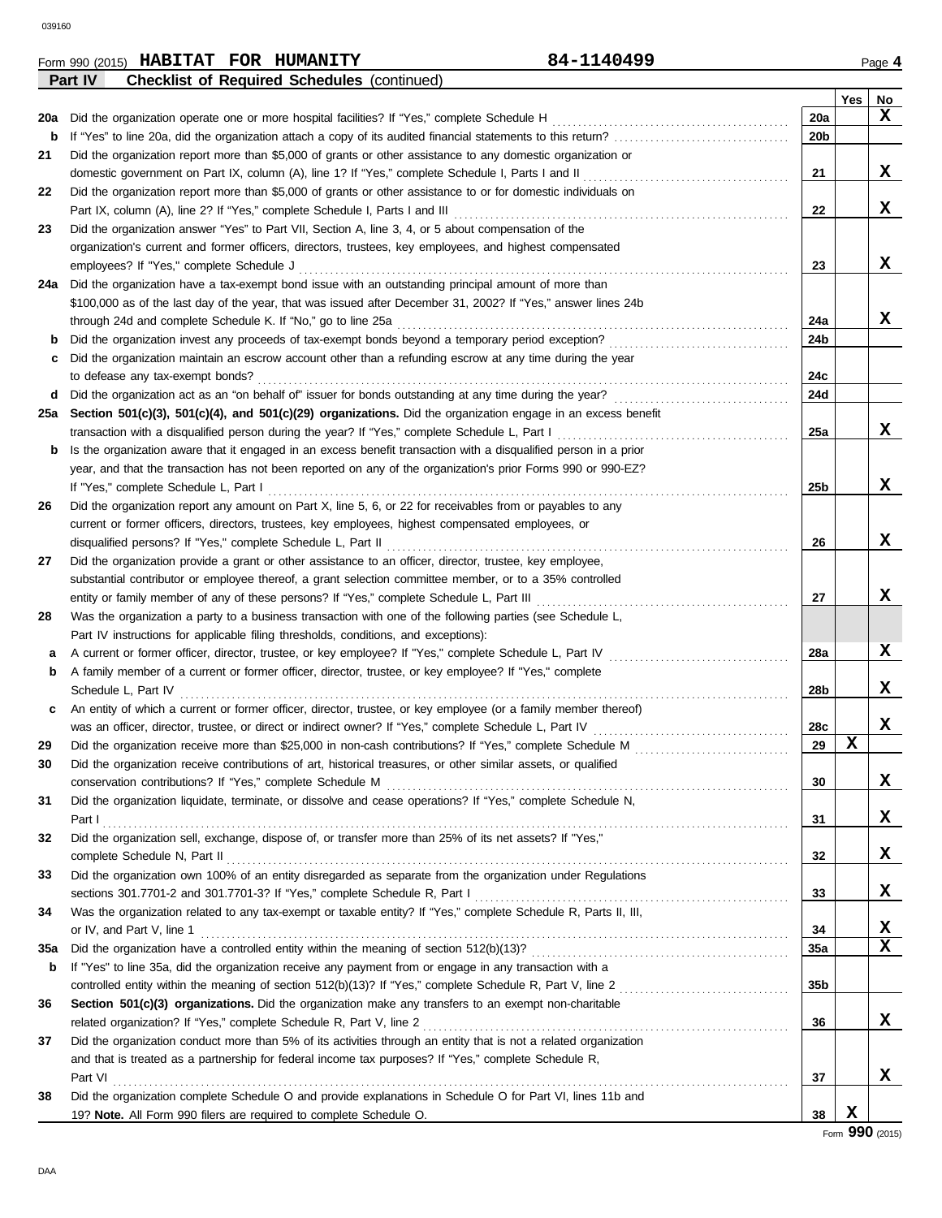Form 990 (2015) **HABITAT FOR HUMANITY** 84-1140499

**Part IV Checklist of Required Schedules** (continued)

| | | | Yes | No |
|---|---|---|---|---|
| **20a** | Did the organization operate one or more hospital facilities? If "Yes," complete Schedule H | 20a | | X |
| **b** | If "Yes" to line 20a, did the organization attach a copy of its audited financial statements to this return? | 20b | | |
| **21** | Did the organization report more than $5,000 of grants or other assistance to any domestic organization or domestic government on Part IX, column (A), line 1? If "Yes," complete Schedule I, Parts I and II | 21 | | X |
| **22** | Did the organization report more than $5,000 of grants or other assistance to or for domestic individuals on Part IX, column (A), line 2? If "Yes," complete Schedule I, Parts I and III | 22 | | X |
| **23** | Did the organization answer "Yes" to Part VII, Section A, line 3, 4, or 5 about compensation of the organization's current and former officers, directors, trustees, key employees, and highest compensated employees? If "Yes," complete Schedule J | 23 | | X |
| **24a** | Did the organization have a tax-exempt bond issue with an outstanding principal amount of more than $100,000 as of the last day of the year, that was issued after December 31, 2002? If "Yes," answer lines 24b through 24d and complete Schedule K. If "No," go to line 25a | 24a | | X |
| **b** | Did the organization invest any proceeds of tax-exempt bonds beyond a temporary period exception? | 24b | | |
| **c** | Did the organization maintain an escrow account other than a refunding escrow at any time during the year to defease any tax-exempt bonds? | 24c | | |
| **d** | Did the organization act as an "on behalf of" issuer for bonds outstanding at any time during the year? | 24d | | |
| **25a** | **Section 501(c)(3), 501(c)(4), and 501(c)(29) organizations.** Did the organization engage in an excess benefit transaction with a disqualified person during the year? If "Yes," complete Schedule L, Part I | 25a | | X |
| **b** | Is the organization aware that it engaged in an excess benefit transaction with a disqualified person in a prior year, and that the transaction has not been reported on any of the organization's prior Forms 990 or 990-EZ? If "Yes," complete Schedule L, Part I | 25b | | X |
| **26** | Did the organization report any amount on Part X, line 5, 6, or 22 for receivables from or payables to any current or former officers, directors, trustees, key employees, highest compensated employees, or disqualified persons? If "Yes," complete Schedule L, Part II | 26 | | X |
| **27** | Did the organization provide a grant or other assistance to an officer, director, trustee, key employee, substantial contributor or employee thereof, a grant selection committee member, or to a 35% controlled entity or family member of any of these persons? If "Yes," complete Schedule L, Part III | 27 | | X |
| **28** | Was the organization a party to a business transaction with one of the following parties (see Schedule L, Part IV instructions for applicable filing thresholds, conditions, and exceptions): | | | |
| **a** | A current or former officer, director, trustee, or key employee? If "Yes," complete Schedule L, Part IV | 28a | | X |
| **b** | A family member of a current or former officer, director, trustee, or key employee? If "Yes," complete Schedule L, Part IV | 28b | | X |
| **c** | An entity of which a current or former officer, director, trustee, or key employee (or a family member thereof) was an officer, director, trustee, or direct or indirect owner? If "Yes," complete Schedule L, Part IV | 28c | | X |
| **29** | Did the organization receive more than $25,000 in non-cash contributions? If "Yes," complete Schedule M | 29 | X | |
| **30** | Did the organization receive contributions of art, historical treasures, or other similar assets, or qualified conservation contributions? If "Yes," complete Schedule M | 30 | | X |
| **31** | Did the organization liquidate, terminate, or dissolve and cease operations? If "Yes," complete Schedule N, Part I | 31 | | X |
| **32** | Did the organization sell, exchange, dispose of, or transfer more than 25% of its net assets? If "Yes," complete Schedule N, Part II | 32 | | X |
| **33** | Did the organization own 100% of an entity disregarded as separate from the organization under Regulations sections 301.7701-2 and 301.7701-3? If "Yes," complete Schedule R, Part I | 33 | | X |
| **34** | Was the organization related to any tax-exempt or taxable entity? If "Yes," complete Schedule R, Parts II, III, or IV, and Part V, line 1 | 34 | | X |
| **35a** | Did the organization have a controlled entity within the meaning of section 512(b)(13)? | 35a | | X |
| **b** | If "Yes" to line 35a, did the organization receive any payment from or engage in any transaction with a controlled entity within the meaning of section 512(b)(13)? If "Yes," complete Schedule R, Part V, line 2 | 35b | | |
| **36** | **Section 501(c)(3) organizations.** Did the organization make any transfers to an exempt non-charitable related organization? If "Yes," complete Schedule R, Part V, line 2 | 36 | | X |
| **37** | Did the organization conduct more than 5% of its activities through an entity that is not a related organization and that is treated as a partnership for federal income tax purposes? If "Yes," complete Schedule R, Part VI | 37 | | X |
| **38** | Did the organization complete Schedule O and provide explanations in Schedule O for Part VI, lines 11b and 19? **Note.** All Form 990 filers are required to complete Schedule O. | 38 | X | |

Form **990** (2015)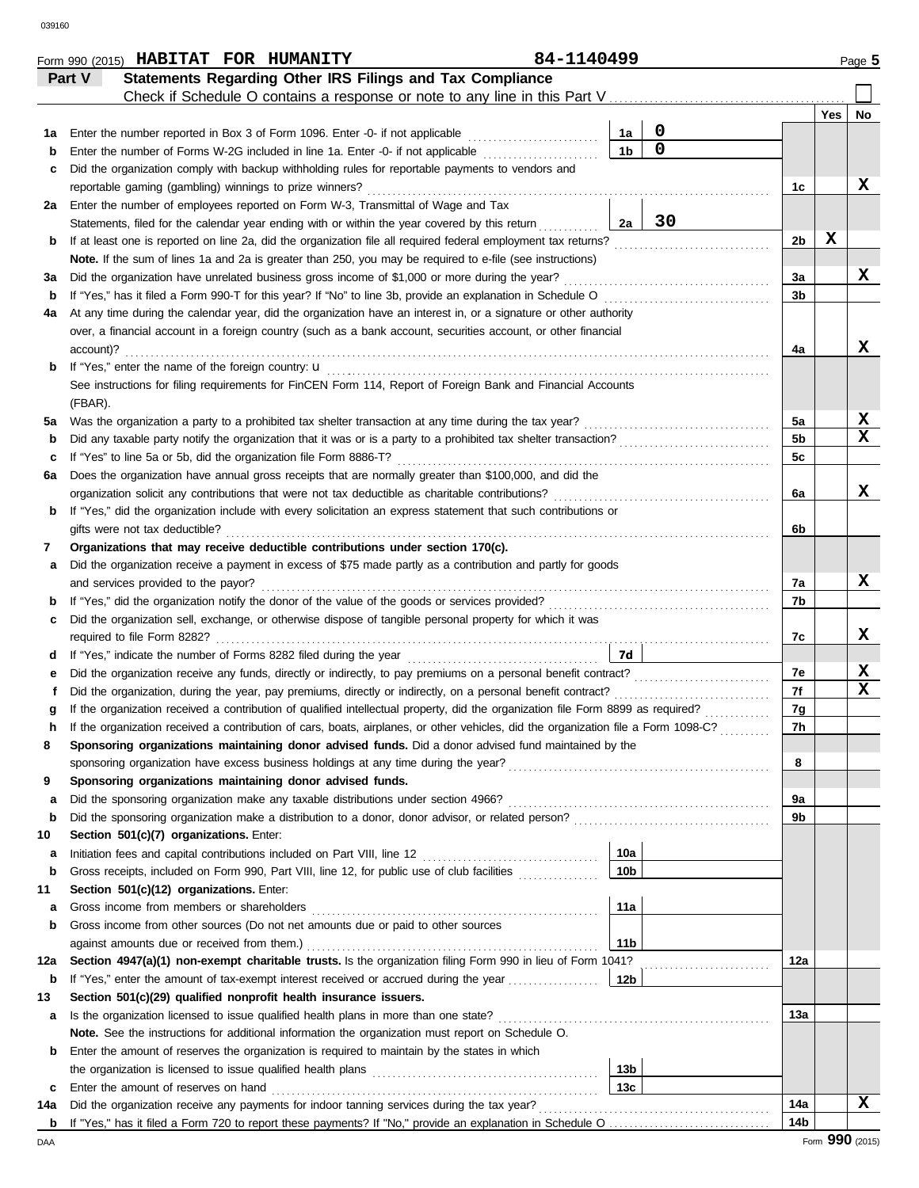Form 990 (2015) **HABITAT FOR HUMANITY** 84-1140499 Page **5**

## Part V — Statements Regarding Other IRS Filings and Tax Compliance

Check if Schedule O contains a response or note to any line in this Part V . . . . . ☐

| | | | | Line | Yes | No |
|---|---|---|---|---|---|---|
| **1a** | Enter the number reported in Box 3 of Form 1096. Enter -0- if not applicable | 1a | 0 | | | |
| **b** | Enter the number of Forms W-2G included in line 1a. Enter -0- if not applicable | 1b | 0 | | | |
| **c** | Did the organization comply with backup withholding rules for reportable payments to vendors and reportable gaming (gambling) winnings to prize winners? | | | 1c | | X |
| **2a** | Enter the number of employees reported on Form W-3, Transmittal of Wage and Tax Statements, filed for the calendar year ending with or within the year covered by this return | 2a | 30 | | | |
| **b** | If at least one is reported on line 2a, did the organization file all required federal employment tax returns? | | | 2b | X | |
| | **Note.** If the sum of lines 1a and 2a is greater than 250, you may be required to e-file (see instructions) | | | | | |
| **3a** | Did the organization have unrelated business gross income of $1,000 or more during the year? | | | 3a | | X |
| **b** | If "Yes," has it filed a Form 990-T for this year? If "No" to line 3b, provide an explanation in Schedule O | | | 3b | | |
| **4a** | At any time during the calendar year, did the organization have an interest in, or a signature or other authority over, a financial account in a foreign country (such as a bank account, securities account, or other financial account)? | | | 4a | | X |
| **b** | If "Yes," enter the name of the foreign country: u<br>See instructions for filing requirements for FinCEN Form 114, Report of Foreign Bank and Financial Accounts (FBAR). | | | | | |
| **5a** | Was the organization a party to a prohibited tax shelter transaction at any time during the tax year? | | | 5a | | X |
| **b** | Did any taxable party notify the organization that it was or is a party to a prohibited tax shelter transaction? | | | 5b | | X |
| **c** | If "Yes" to line 5a or 5b, did the organization file Form 8886-T? | | | 5c | | |
| **6a** | Does the organization have annual gross receipts that are normally greater than $100,000, and did the organization solicit any contributions that were not tax deductible as charitable contributions? | | | 6a | | X |
| **b** | If "Yes," did the organization include with every solicitation an express statement that such contributions or gifts were not tax deductible? | | | 6b | | |
| **7** | **Organizations that may receive deductible contributions under section 170(c).** | | | | | |
| **a** | Did the organization receive a payment in excess of $75 made partly as a contribution and partly for goods and services provided to the payor? | | | 7a | | X |
| **b** | If "Yes," did the organization notify the donor of the value of the goods or services provided? | | | 7b | | |
| **c** | Did the organization sell, exchange, or otherwise dispose of tangible personal property for which it was required to file Form 8282? | | | 7c | | X |
| **d** | If "Yes," indicate the number of Forms 8282 filed during the year | 7d | | | | |
| **e** | Did the organization receive any funds, directly or indirectly, to pay premiums on a personal benefit contract? | | | 7e | | X |
| **f** | Did the organization, during the year, pay premiums, directly or indirectly, on a personal benefit contract? | | | 7f | | X |
| **g** | If the organization received a contribution of qualified intellectual property, did the organization file Form 8899 as required? | | | 7g | | |
| **h** | If the organization received a contribution of cars, boats, airplanes, or other vehicles, did the organization file a Form 1098-C? | | | 7h | | |
| **8** | **Sponsoring organizations maintaining donor advised funds.** Did a donor advised fund maintained by the sponsoring organization have excess business holdings at any time during the year? | | | 8 | | |
| **9** | **Sponsoring organizations maintaining donor advised funds.** | | | | | |
| **a** | Did the sponsoring organization make any taxable distributions under section 4966? | | | 9a | | |
| **b** | Did the sponsoring organization make a distribution to a donor, donor advisor, or related person? | | | 9b | | |
| **10** | **Section 501(c)(7) organizations.** Enter: | | | | | |
| **a** | Initiation fees and capital contributions included on Part VIII, line 12 | 10a | | | | |
| **b** | Gross receipts, included on Form 990, Part VIII, line 12, for public use of club facilities | 10b | | | | |
| **11** | **Section 501(c)(12) organizations.** Enter: | | | | | |
| **a** | Gross income from members or shareholders | 11a | | | | |
| **b** | Gross income from other sources (Do not net amounts due or paid to other sources against amounts due or received from them.) | 11b | | | | |
| **12a** | **Section 4947(a)(1) non-exempt charitable trusts.** Is the organization filing Form 990 in lieu of Form 1041? | | | 12a | | |
| **b** | If "Yes," enter the amount of tax-exempt interest received or accrued during the year | 12b | | | | |
| **13** | **Section 501(c)(29) qualified nonprofit health insurance issuers.** | | | | | |
| **a** | Is the organization licensed to issue qualified health plans in more than one state?<br>**Note.** See the instructions for additional information the organization must report on Schedule O. | | | 13a | | |
| **b** | Enter the amount of reserves the organization is required to maintain by the states in which the organization is licensed to issue qualified health plans | 13b | | | | |
| **c** | Enter the amount of reserves on hand | 13c | | | | |
| **14a** | Did the organization receive any payments for indoor tanning services during the tax year? | | | 14a | | X |
| **b** | If "Yes," has it filed a Form 720 to report these payments? If "No," provide an explanation in Schedule O | | | 14b | | |

Form **990** (2015)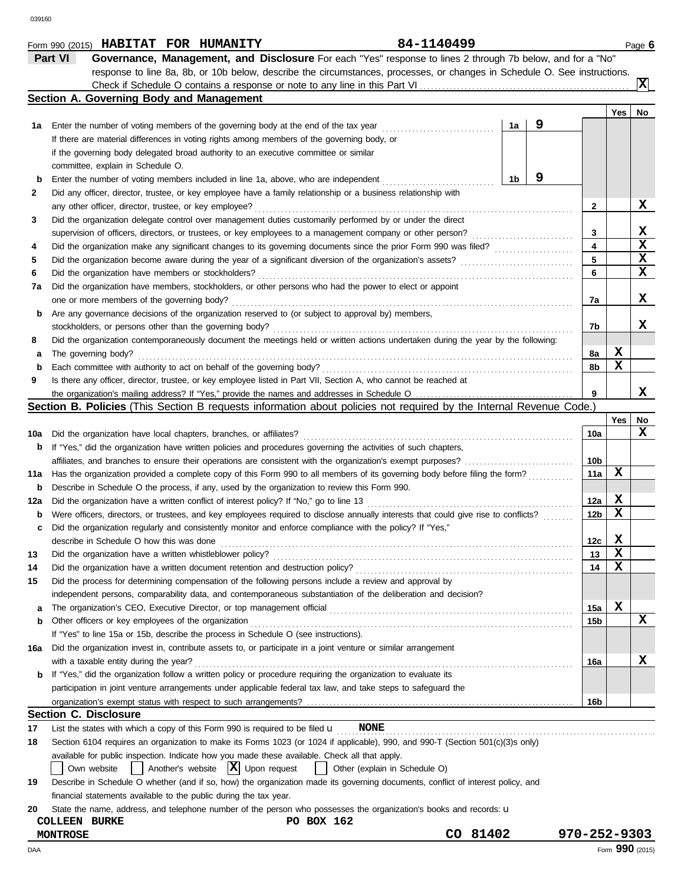Form 990 (2015) **HABITAT FOR HUMANITY** 84-1140499 Page **6**

## Part VI — Governance, Management, and Disclosure

For each "Yes" response to lines 2 through 7b below, and for a "No" response to line 8a, 8b, or 10b below, describe the circumstances, processes, or changes in Schedule O. See instructions.

Check if Schedule O contains a response or note to any line in this Part VI ..... [X]

### Section A. Governing Body and Management

| | | | | Yes | No |
|---|---|---|---|---|---|
| **1a** | Enter the number of voting members of the governing body at the end of the tax year | 1a | 9 | | |
| | If there are material differences in voting rights among members of the governing body, or if the governing body delegated broad authority to an executive committee or similar committee, explain in Schedule O. | | | | |
| **b** | Enter the number of voting members included in line 1a, above, who are independent | 1b | 9 | | |
| **2** | Did any officer, director, trustee, or key employee have a family relationship or a business relationship with any other officer, director, trustee, or key employee? | 2 | | | X |
| **3** | Did the organization delegate control over management duties customarily performed by or under the direct supervision of officers, directors, or trustees, or key employees to a management company or other person? | 3 | | | X |
| **4** | Did the organization make any significant changes to its governing documents since the prior Form 990 was filed? | 4 | | | X |
| **5** | Did the organization become aware during the year of a significant diversion of the organization's assets? | 5 | | | X |
| **6** | Did the organization have members or stockholders? | 6 | | | X |
| **7a** | Did the organization have members, stockholders, or other persons who had the power to elect or appoint one or more members of the governing body? | 7a | | | X |
| **b** | Are any governance decisions of the organization reserved to (or subject to approval by) members, stockholders, or persons other than the governing body? | 7b | | | X |
| **8** | Did the organization contemporaneously document the meetings held or written actions undertaken during the year by the following: | | | | |
| **a** | The governing body? | 8a | | X | |
| **b** | Each committee with authority to act on behalf of the governing body? | 8b | | X | |
| **9** | Is there any officer, director, trustee, or key employee listed in Part VII, Section A, who cannot be reached at the organization's mailing address? If "Yes," provide the names and addresses in Schedule O | 9 | | | X |

### Section B. Policies (This Section B requests information about policies not required by the Internal Revenue Code.)

| | | | Yes | No |
|---|---|---|---|---|
| **10a** | Did the organization have local chapters, branches, or affiliates? | 10a | | X |
| **b** | If "Yes," did the organization have written policies and procedures governing the activities of such chapters, affiliates, and branches to ensure their operations are consistent with the organization's exempt purposes? | 10b | | |
| **11a** | Has the organization provided a complete copy of this Form 990 to all members of its governing body before filing the form? | 11a | X | |
| **b** | Describe in Schedule O the process, if any, used by the organization to review this Form 990. | | | |
| **12a** | Did the organization have a written conflict of interest policy? If "No," go to line 13 | 12a | X | |
| **b** | Were officers, directors, or trustees, and key employees required to disclose annually interests that could give rise to conflicts? | 12b | X | |
| **c** | Did the organization regularly and consistently monitor and enforce compliance with the policy? If "Yes," describe in Schedule O how this was done | 12c | X | |
| **13** | Did the organization have a written whistleblower policy? | 13 | X | |
| **14** | Did the organization have a written document retention and destruction policy? | 14 | X | |
| **15** | Did the process for determining compensation of the following persons include a review and approval by independent persons, comparability data, and contemporaneous substantiation of the deliberation and decision? | | | |
| **a** | The organization's CEO, Executive Director, or top management official | 15a | X | |
| **b** | Other officers or key employees of the organization | 15b | | X |
| | If "Yes" to line 15a or 15b, describe the process in Schedule O (see instructions). | | | |
| **16a** | Did the organization invest in, contribute assets to, or participate in a joint venture or similar arrangement with a taxable entity during the year? | 16a | | X |
| **b** | If "Yes," did the organization follow a written policy or procedure requiring the organization to evaluate its participation in joint venture arrangements under applicable federal tax law, and take steps to safeguard the organization's exempt status with respect to such arrangements? | 16b | | |

### Section C. Disclosure

**17** List the states with which a copy of this Form 990 is required to be filed u **NONE**

**18** Section 6104 requires an organization to make its Forms 1023 (or 1024 if applicable), 990, and 990-T (Section 501(c)(3)s only) available for public inspection. Indicate how you made these available. Check all that apply.

[ ] Own website  [ ] Another's website  [X] Upon request  [ ] Other (explain in Schedule O)

**19** Describe in Schedule O whether (and if so, how) the organization made its governing documents, conflict of interest policy, and financial statements available to the public during the tax year.

**20** State the name, address, and telephone number of the person who possesses the organization's books and records: u

**COLLEEN BURKE** **PO BOX 162**
**MONTROSE** **CO 81402** **970-252-9303**

Form **990** (2015)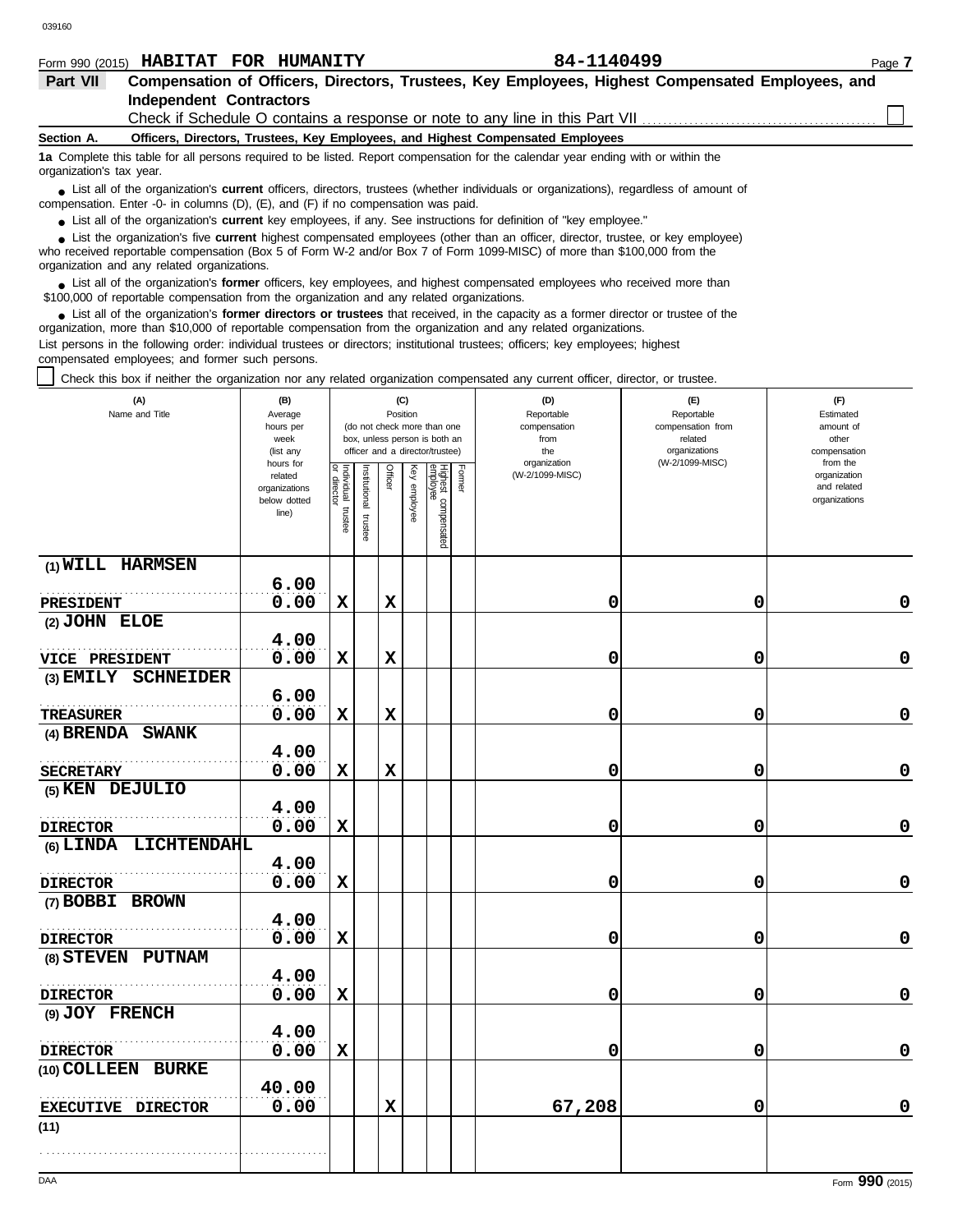039160

Form 990 (2015) **HABITAT FOR HUMANITY** **84-1140499**

## Part VII Compensation of Officers, Directors, Trustees, Key Employees, Highest Compensated Employees, and Independent Contractors

Check if Schedule O contains a response or note to any line in this Part VII ☐

### Section A. Officers, Directors, Trustees, Key Employees, and Highest Compensated Employees

**1a** Complete this table for all persons required to be listed. Report compensation for the calendar year ending with or within the organization's tax year.

- List all of the organization's **current** officers, directors, trustees (whether individuals or organizations), regardless of amount of compensation. Enter -0- in columns (D), (E), and (F) if no compensation was paid.
- List all of the organization's **current** key employees, if any. See instructions for definition of "key employee."
- List the organization's five **current** highest compensated employees (other than an officer, director, trustee, or key employee) who received reportable compensation (Box 5 of Form W-2 and/or Box 7 of Form 1099-MISC) of more than $100,000 from the organization and any related organizations.
- List all of the organization's **former** officers, key employees, and highest compensated employees who received more than $100,000 of reportable compensation from the organization and any related organizations.
- List all of the organization's **former directors or trustees** that received, in the capacity as a former director or trustee of the organization, more than $10,000 of reportable compensation from the organization and any related organizations.

List persons in the following order: individual trustees or directors; institutional trustees; officers; key employees; highest compensated employees; and former such persons.

☐ Check this box if neither the organization nor any related organization compensated any current officer, director, or trustee.

| (A) Name and Title | (B) Average hours per week (list any hours for related organizations below dotted line) | (C) Position: Individual trustee or director | Institutional trustee | Officer | Key employee | Highest compensated employee | Former | (D) Reportable compensation from the organization (W-2/1099-MISC) | (E) Reportable compensation from related organizations (W-2/1099-MISC) | (F) Estimated amount of other compensation from the organization and related organizations |
|---|---|---|---|---|---|---|---|---|---|---|
| (1) WILL HARMSEN<br>PRESIDENT | 6.00<br>0.00 | X | | X | | | | 0 | 0 | 0 |
| (2) JOHN ELOE<br>VICE PRESIDENT | 4.00<br>0.00 | X | | X | | | | 0 | 0 | 0 |
| (3) EMILY SCHNEIDER<br>TREASURER | 6.00<br>0.00 | X | | X | | | | 0 | 0 | 0 |
| (4) BRENDA SWANK<br>SECRETARY | 4.00<br>0.00 | X | | X | | | | 0 | 0 | 0 |
| (5) KEN DEJULIO<br>DIRECTOR | 4.00<br>0.00 | X | | | | | | 0 | 0 | 0 |
| (6) LINDA LICHTENDAHL<br>DIRECTOR | 4.00<br>0.00 | X | | | | | | 0 | 0 | 0 |
| (7) BOBBI BROWN<br>DIRECTOR | 4.00<br>0.00 | X | | | | | | 0 | 0 | 0 |
| (8) STEVEN PUTNAM<br>DIRECTOR | 4.00<br>0.00 | X | | | | | | 0 | 0 | 0 |
| (9) JOY FRENCH<br>DIRECTOR | 4.00<br>0.00 | X | | | | | | 0 | 0 | 0 |
| (10) COLLEEN BURKE<br>EXECUTIVE DIRECTOR | 40.00<br>0.00 | | | X | | | | 67,208 | 0 | 0 |
| (11) | | | | | | | | | | |

DAA Form **990** (2015)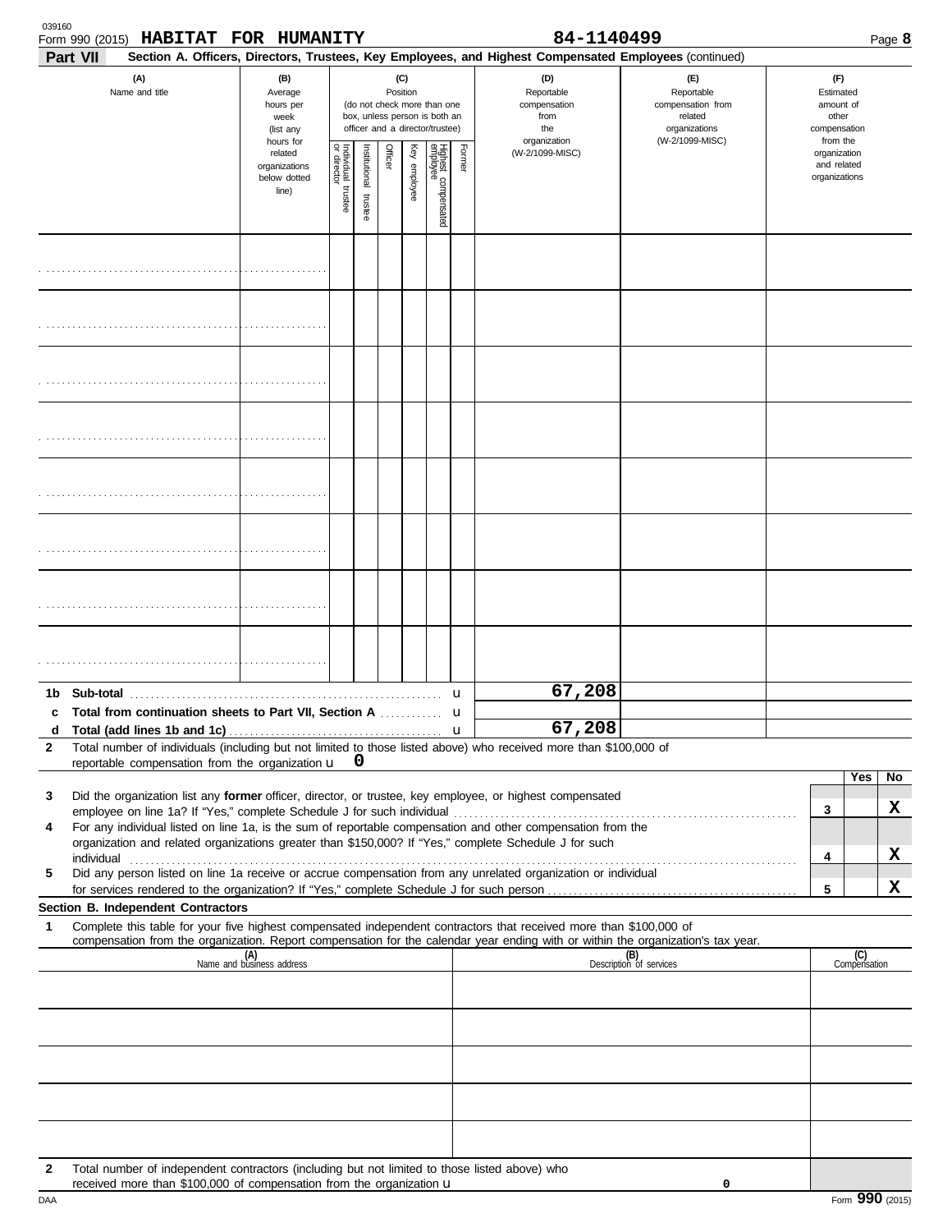039160

Form 990 (2015) **HABITAT FOR HUMANITY** **84-1140499** Page **8**

**Part VII** **Section A. Officers, Directors, Trustees, Key Employees, and Highest Compensated Employees** (continued)

| (A) Name and title | (B) Average hours per week (list any hours for related organizations below dotted line) | (C) Position (do not check more than one box, unless person is both an officer and a director/trustee) | | | | | | (D) Reportable compensation from the organization (W-2/1099-MISC) | (E) Reportable compensation from related organizations (W-2/1099-MISC) | (F) Estimated amount of other compensation from the organization and related organizations |
|---|---|---|---|---|---|---|---|---|---|---|
| | | Individual trustee or director | Institutional trustee | Officer | Key employee | Highest compensated employee | Former | | | |
| | | | | | | | | | | |
| | | | | | | | | | | |
| | | | | | | | | | | |
| | | | | | | | | | | |
| | | | | | | | | | | |
| | | | | | | | | | | |
| | | | | | | | | | | |
| | | | | | | | | | | |
| **1b Sub-total** | | | | | | | | 67,208 | | |
| **c Total from continuation sheets to Part VII, Section A** | | | | | | | | | | |
| **d Total (add lines 1b and 1c)** | | | | | | | | 67,208 | | |

**2** Total number of individuals (including but not limited to those listed above) who received more than $100,000 of reportable compensation from the organization u **0**

| | | | Yes | No |
|---|---|---|---|---|
| **3** | Did the organization list any **former** officer, director, or trustee, key employee, or highest compensated employee on line 1a? If "Yes," complete Schedule J for such individual | **3** | | **X** |
| **4** | For any individual listed on line 1a, is the sum of reportable compensation and other compensation from the organization and related organizations greater than $150,000? If "Yes," complete Schedule J for such individual | **4** | | **X** |
| **5** | Did any person listed on line 1a receive or accrue compensation from any unrelated organization or individual for services rendered to the organization? If "Yes," complete Schedule J for such person | **5** | | **X** |

**Section B. Independent Contractors**

**1** Complete this table for your five highest compensated independent contractors that received more than $100,000 of compensation from the organization. Report compensation for the calendar year ending with or within the organization's tax year.

| (A) Name and business address | (B) Description of services | (C) Compensation |
|---|---|---|
| | | |
| | | |
| | | |
| | | |
| | | |

**2** Total number of independent contractors (including but not limited to those listed above) who received more than $100,000 of compensation from the organization u **0**

DAA Form **990** (2015)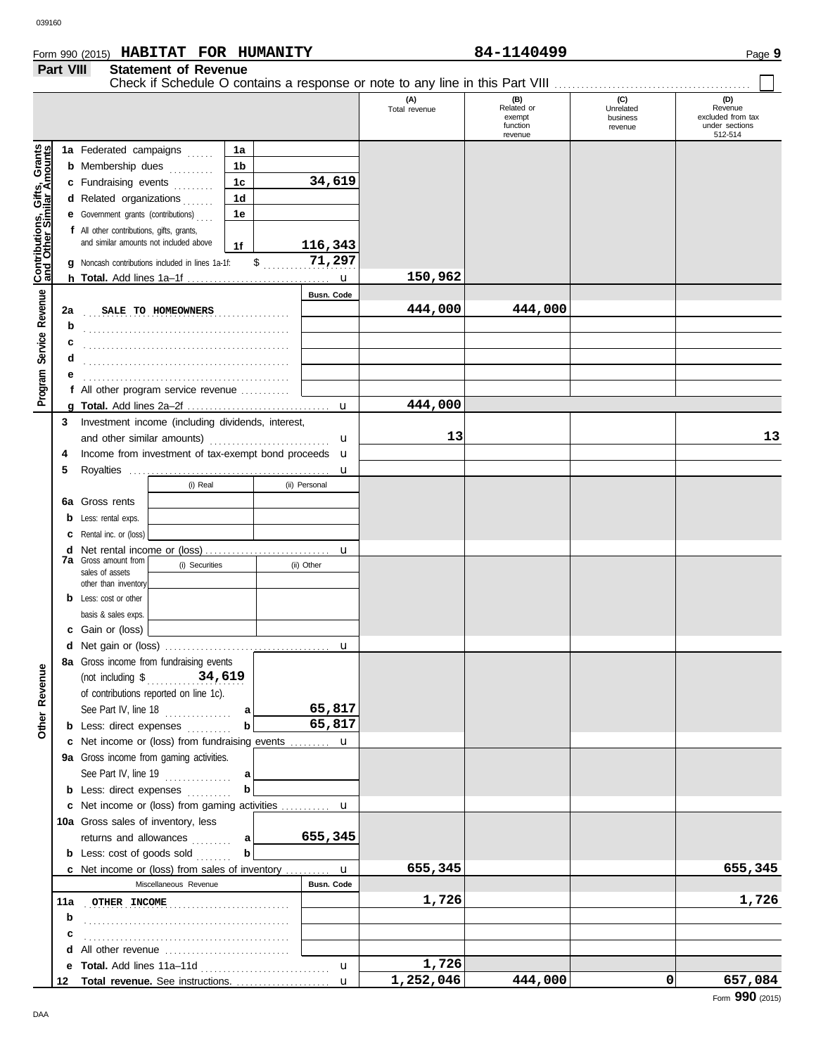039160

Form 990 (2015) **HABITAT FOR HUMANITY** 84-1140499 Page **9**

**Part VIII** **Statement of Revenue**

Check if Schedule O contains a response or note to any line in this Part VIII ☐

| | | | (A) Total revenue | (B) Related or exempt function revenue | (C) Unrelated business revenue | (D) Revenue excluded from tax under sections 512-514 |
|---|---|---|---|---|---|---|
| **Contributions, Gifts, Grants and Other Similar Amounts** | 1a Federated campaigns | 1a | | | | |
| | b Membership dues | 1b | | | | |
| | c Fundraising events | 1c 34,619 | | | | |
| | d Related organizations | 1d | | | | |
| | e Government grants (contributions) | 1e | | | | |
| | f All other contributions, gifts, grants, and similar amounts not included above | 1f 116,343 | | | | |
| | g Noncash contributions included in lines 1a-1f: $ 71,297 | | | | | |
| | h **Total.** Add lines 1a–1f | | 150,962 | | | |
| **Program Service Revenue** | | Busn. Code | | | | |
| | 2a SALE TO HOMEOWNERS | | 444,000 | 444,000 | | |
| | b | | | | | |
| | c | | | | | |
| | d | | | | | |
| | e | | | | | |
| | f All other program service revenue | | | | | |
| | g **Total.** Add lines 2a–2f | | 444,000 | | | |
| **Other Revenue** | 3 Investment income (including dividends, interest, and other similar amounts) | | 13 | | | 13 |
| | 4 Income from investment of tax-exempt bond proceeds | | | | | |
| | 5 Royalties | | | | | |
| | 6a Gross rents — (i) Real: ; (ii) Personal: | | | | | |
| | b Less: rental exps. | | | | | |
| | c Rental inc. or (loss) | | | | | |
| | d Net rental income or (loss) | | | | | |
| | 7a Gross amount from sales of assets other than inventory — (i) Securities: ; (ii) Other: | | | | | |
| | b Less: cost or other basis & sales exps. | | | | | |
| | c Gain or (loss) | | | | | |
| | d Net gain or (loss) | | | | | |
| | 8a Gross income from fundraising events (not including $ 34,619 of contributions reported on line 1c). See Part IV, line 18 | a 65,817 | | | | |
| | b Less: direct expenses | b 65,817 | | | | |
| | c Net income or (loss) from fundraising events | | | | | |
| | 9a Gross income from gaming activities. See Part IV, line 19 | a | | | | |
| | b Less: direct expenses | b | | | | |
| | c Net income or (loss) from gaming activities | | | | | |
| | 10a Gross sales of inventory, less returns and allowances | a 655,345 | | | | |
| | b Less: cost of goods sold | b | | | | |
| | c Net income or (loss) from sales of inventory | | 655,345 | | | 655,345 |
| | Miscellaneous Revenue | Busn. Code | | | | |
| | 11a OTHER INCOME | | 1,726 | | | 1,726 |
| | b | | | | | |
| | c | | | | | |
| | d All other revenue | | | | | |
| | e **Total.** Add lines 11a–11d | | 1,726 | | | |
| | 12 **Total revenue.** See instructions. | | 1,252,046 | 444,000 | 0 | 657,084 |

Form **990** (2015)

DAA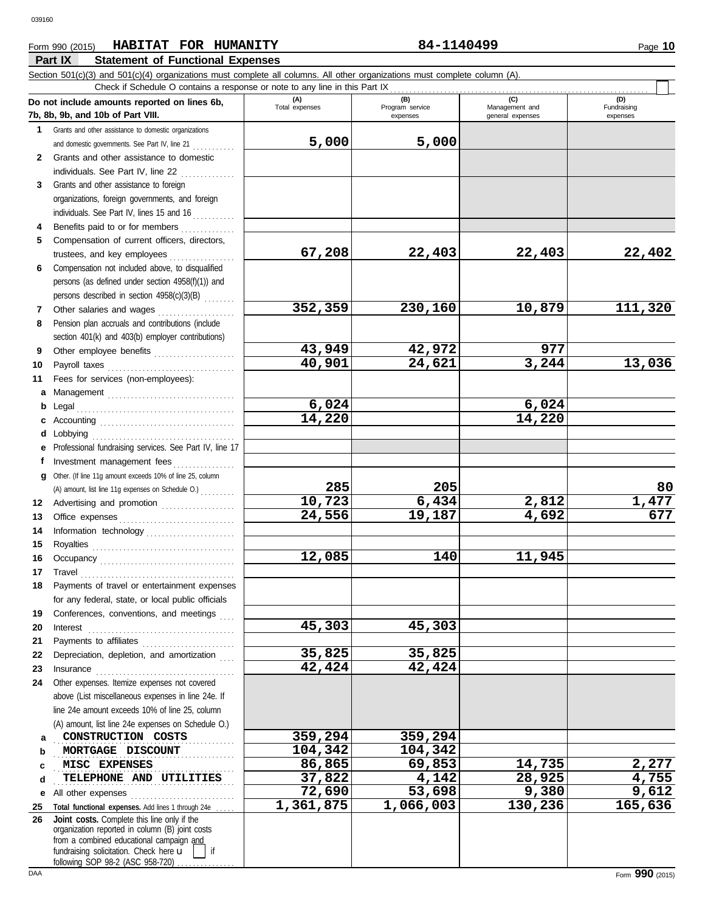Form 990 (2015) **HABITAT FOR HUMANITY** **84-1140499** Page **10**

**Part IX Statement of Functional Expenses**

Section 501(c)(3) and 501(c)(4) organizations must complete all columns. All other organizations must complete column (A).

Check if Schedule O contains a response or note to any line in this Part IX . . . . . . . . . . . . . . . . . . . . . . . . . . . . . . . . . . . . . . . . . . . . . . . . . . . . . . . . . . . . . . . . . . . . . . . . . . . . .

| Do not include amounts reported on lines 6b, 7b, 8b, 9b, and 10b of Part VIII. | (A) Total expenses | (B) Program service expenses | (C) Management and general expenses | (D) Fundraising expenses |
|---|---|---|---|---|
| **1** Grants and other assistance to domestic organizations and domestic governments. See Part IV, line 21 | 5,000 | 5,000 | | |
| **2** Grants and other assistance to domestic individuals. See Part IV, line 22 | | | | |
| **3** Grants and other assistance to foreign organizations, foreign governments, and foreign individuals. See Part IV, lines 15 and 16 | | | | |
| **4** Benefits paid to or for members | | | | |
| **5** Compensation of current officers, directors, trustees, and key employees | 67,208 | 22,403 | 22,403 | 22,402 |
| **6** Compensation not included above, to disqualified persons (as defined under section 4958(f)(1)) and persons described in section 4958(c)(3)(B) | | | | |
| **7** Other salaries and wages | 352,359 | 230,160 | 10,879 | 111,320 |
| **8** Pension plan accruals and contributions (include section 401(k) and 403(b) employer contributions) | | | | |
| **9** Other employee benefits | 43,949 | 42,972 | 977 | |
| **10** Payroll taxes | 40,901 | 24,621 | 3,244 | 13,036 |
| **11** Fees for services (non-employees): | | | | |
| **a** Management | | | | |
| **b** Legal | 6,024 | | 6,024 | |
| **c** Accounting | 14,220 | | 14,220 | |
| **d** Lobbying | | | | |
| **e** Professional fundraising services. See Part IV, line 17 | | | | |
| **f** Investment management fees | | | | |
| **g** Other. (If line 11g amount exceeds 10% of line 25, column (A) amount, list line 11g expenses on Schedule O.) | 285 | 205 | | 80 |
| **12** Advertising and promotion | 10,723 | 6,434 | 2,812 | 1,477 |
| **13** Office expenses | 24,556 | 19,187 | 4,692 | 677 |
| **14** Information technology | | | | |
| **15** Royalties | | | | |
| **16** Occupancy | 12,085 | 140 | 11,945 | |
| **17** Travel | | | | |
| **18** Payments of travel or entertainment expenses for any federal, state, or local public officials | | | | |
| **19** Conferences, conventions, and meetings | | | | |
| **20** Interest | 45,303 | 45,303 | | |
| **21** Payments to affiliates | | | | |
| **22** Depreciation, depletion, and amortization | 35,825 | 35,825 | | |
| **23** Insurance | 42,424 | 42,424 | | |
| **24** Other expenses. Itemize expenses not covered above (List miscellaneous expenses in line 24e. If line 24e amount exceeds 10% of line 25, column (A) amount, list line 24e expenses on Schedule O.) | | | | |
| **a** CONSTRUCTION COSTS | 359,294 | 359,294 | | |
| **b** MORTGAGE DISCOUNT | 104,342 | 104,342 | | |
| **c** MISC EXPENSES | 86,865 | 69,853 | 14,735 | 2,277 |
| **d** TELEPHONE AND UTILITIES | 37,822 | 4,142 | 28,925 | 4,755 |
| **e** All other expenses | 72,690 | 53,698 | 9,380 | 9,612 |
| **25 Total functional expenses.** Add lines 1 through 24e | 1,361,875 | 1,066,003 | 130,236 | 165,636 |
| **26 Joint costs.** Complete this line only if the organization reported in column (B) joint costs from a combined educational campaign and fundraising solicitation. Check here ☐ if following SOP 98-2 (ASC 958-720) | | | | |

Form **990** (2015)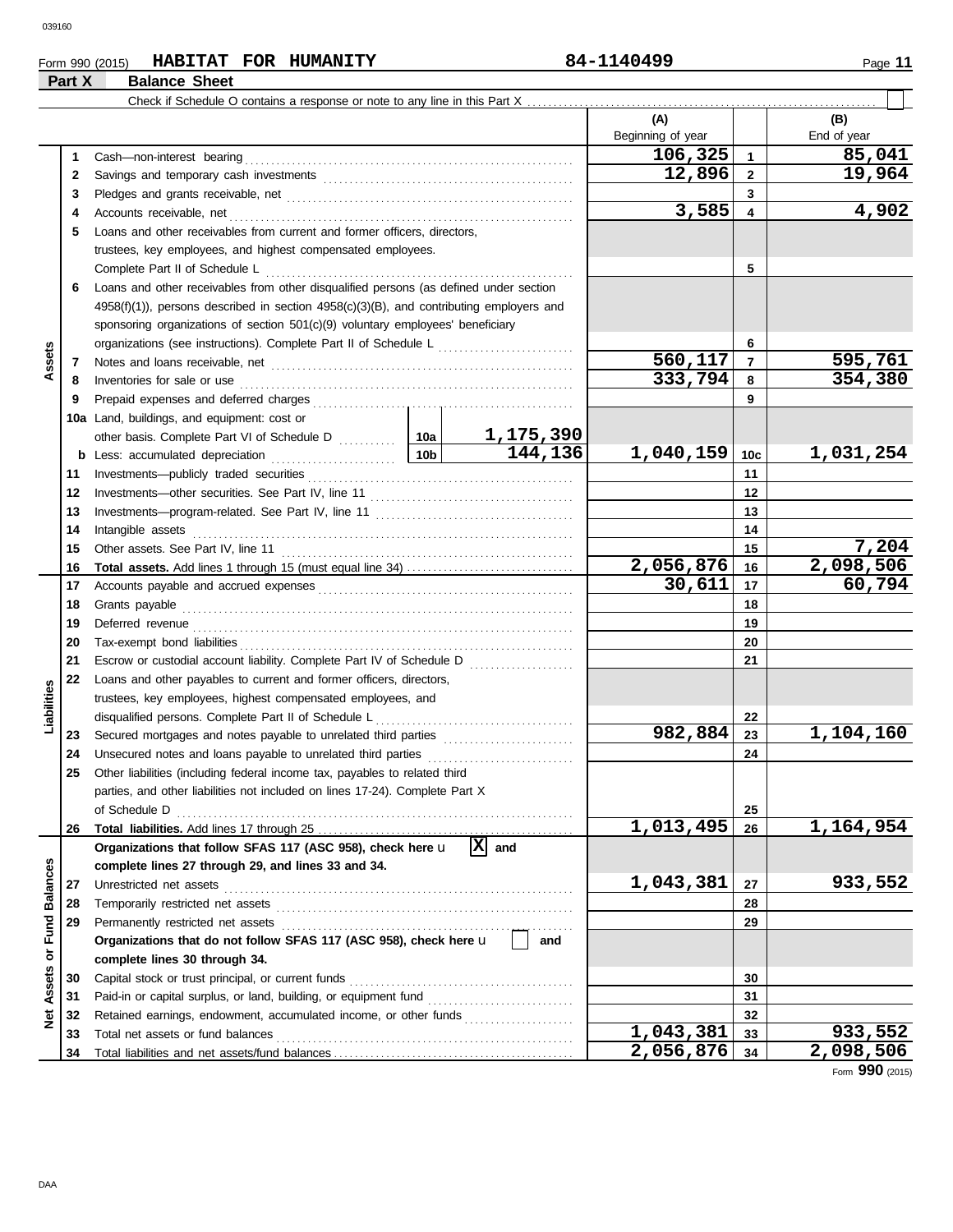Form 990 (2015) **HABITAT FOR HUMANITY** **84-1140499**

**Part X** **Balance Sheet**

Check if Schedule O contains a response or note to any line in this Part X . . . . . . . . . . . . . . . . . . . . . . . . . . . . . ☐

| | | | | (A) Beginning of year | | (B) End of year |
|---|---|---|---|---|---|---|
| **Assets** | 1 | Cash—non-interest bearing | | 106,325 | 1 | 85,041 |
| | 2 | Savings and temporary cash investments | | 12,896 | 2 | 19,964 |
| | 3 | Pledges and grants receivable, net | | | 3 | |
| | 4 | Accounts receivable, net | | 3,585 | 4 | 4,902 |
| | 5 | Loans and other receivables from current and former officers, directors, trustees, key employees, and highest compensated employees. Complete Part II of Schedule L | | | 5 | |
| | 6 | Loans and other receivables from other disqualified persons (as defined under section 4958(f)(1)), persons described in section 4958(c)(3)(B), and contributing employers and sponsoring organizations of section 501(c)(9) voluntary employees' beneficiary organizations (see instructions). Complete Part II of Schedule L | | | 6 | |
| | 7 | Notes and loans receivable, net | | 560,117 | 7 | 595,761 |
| | 8 | Inventories for sale or use | | 333,794 | 8 | 354,380 |
| | 9 | Prepaid expenses and deferred charges | | | 9 | |
| | 10a | Land, buildings, and equipment: cost or other basis. Complete Part VI of Schedule D | 10a 1,175,390 | | | |
| | b | Less: accumulated depreciation | 10b 144,136 | 1,040,159 | 10c | 1,031,254 |
| | 11 | Investments—publicly traded securities | | | 11 | |
| | 12 | Investments—other securities. See Part IV, line 11 | | | 12 | |
| | 13 | Investments—program-related. See Part IV, line 11 | | | 13 | |
| | 14 | Intangible assets | | | 14 | |
| | 15 | Other assets. See Part IV, line 11 | | | 15 | 7,204 |
| | 16 | **Total assets.** Add lines 1 through 15 (must equal line 34) | | 2,056,876 | 16 | 2,098,506 |
| **Liabilities** | 17 | Accounts payable and accrued expenses | | 30,611 | 17 | 60,794 |
| | 18 | Grants payable | | | 18 | |
| | 19 | Deferred revenue | | | 19 | |
| | 20 | Tax-exempt bond liabilities | | | 20 | |
| | 21 | Escrow or custodial account liability. Complete Part IV of Schedule D | | | 21 | |
| | 22 | Loans and other payables to current and former officers, directors, trustees, key employees, highest compensated employees, and disqualified persons. Complete Part II of Schedule L | | | 22 | |
| | 23 | Secured mortgages and notes payable to unrelated third parties | | 982,884 | 23 | 1,104,160 |
| | 24 | Unsecured notes and loans payable to unrelated third parties | | | 24 | |
| | 25 | Other liabilities (including federal income tax, payables to related third parties, and other liabilities not included on lines 17-24). Complete Part X of Schedule D | | | 25 | |
| | 26 | **Total liabilities.** Add lines 17 through 25 | | 1,013,495 | 26 | 1,164,954 |
| **Net Assets or Fund Balances** | | **Organizations that follow SFAS 117 (ASC 958), check here** ☒ **and complete lines 27 through 29, and lines 33 and 34.** | | | | |
| | 27 | Unrestricted net assets | | 1,043,381 | 27 | 933,552 |
| | 28 | Temporarily restricted net assets | | | 28 | |
| | 29 | Permanently restricted net assets | | | 29 | |
| | | **Organizations that do not follow SFAS 117 (ASC 958), check here** ☐ **and complete lines 30 through 34.** | | | | |
| | 30 | Capital stock or trust principal, or current funds | | | 30 | |
| | 31 | Paid-in or capital surplus, or land, building, or equipment fund | | | 31 | |
| | 32 | Retained earnings, endowment, accumulated income, or other funds | | | 32 | |
| | 33 | Total net assets or fund balances | | 1,043,381 | 33 | 933,552 |
| | 34 | Total liabilities and net assets/fund balances | | 2,056,876 | 34 | 2,098,506 |

Form **990** (2015)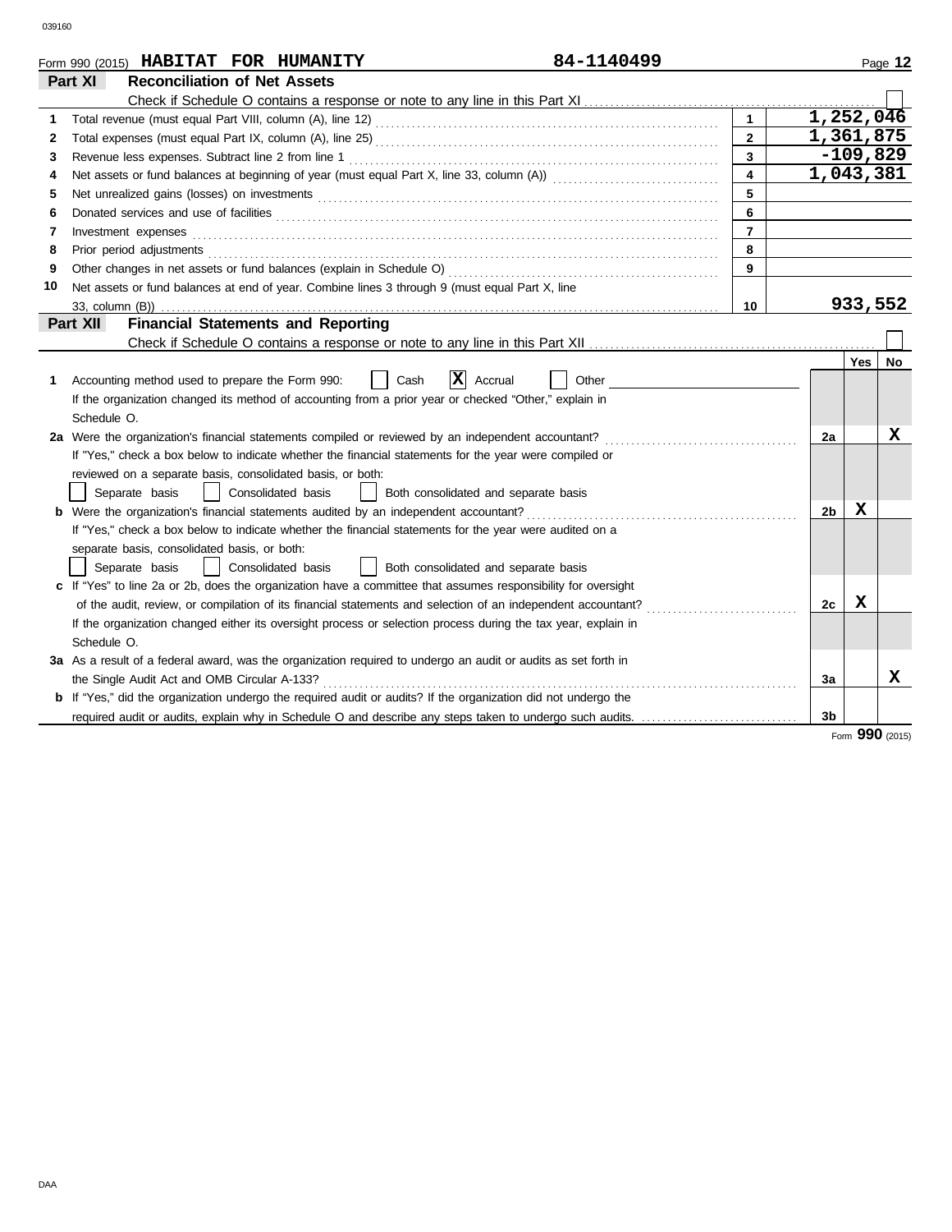Form 990 (2015) **HABITAT FOR HUMANITY** 84-1140499

## Part XI Reconciliation of Net Assets

Check if Schedule O contains a response or note to any line in this Part XI ☐

| | | | |
|---|---|---|---|
| 1 | Total revenue (must equal Part VIII, column (A), line 12) | 1 | 1,252,046 |
| 2 | Total expenses (must equal Part IX, column (A), line 25) | 2 | 1,361,875 |
| 3 | Revenue less expenses. Subtract line 2 from line 1 | 3 | -109,829 |
| 4 | Net assets or fund balances at beginning of year (must equal Part X, line 33, column (A)) | 4 | 1,043,381 |
| 5 | Net unrealized gains (losses) on investments | 5 | |
| 6 | Donated services and use of facilities | 6 | |
| 7 | Investment expenses | 7 | |
| 8 | Prior period adjustments | 8 | |
| 9 | Other changes in net assets or fund balances (explain in Schedule O) | 9 | |
| 10 | Net assets or fund balances at end of year. Combine lines 3 through 9 (must equal Part X, line 33, column (B)) | 10 | 933,552 |

## Part XII Financial Statements and Reporting

Check if Schedule O contains a response or note to any line in this Part XII ☐

| | | | Yes | No |
|---|---|---|---|---|
| 1 | Accounting method used to prepare the Form 990: ☐ Cash ☒ Accrual ☐ Other<br>If the organization changed its method of accounting from a prior year or checked "Other," explain in Schedule O. | | | |
| 2a | Were the organization's financial statements compiled or reviewed by an independent accountant? | 2a | | X |
| | If "Yes," check a box below to indicate whether the financial statements for the year were compiled or reviewed on a separate basis, consolidated basis, or both:<br>☐ Separate basis ☐ Consolidated basis ☐ Both consolidated and separate basis | | | |
| b | Were the organization's financial statements audited by an independent accountant? | 2b | X | |
| | If "Yes," check a box below to indicate whether the financial statements for the year were audited on a separate basis, consolidated basis, or both:<br>☐ Separate basis ☐ Consolidated basis ☐ Both consolidated and separate basis | | | |
| c | If "Yes" to line 2a or 2b, does the organization have a committee that assumes responsibility for oversight of the audit, review, or compilation of its financial statements and selection of an independent accountant? | 2c | X | |
| | If the organization changed either its oversight process or selection process during the tax year, explain in Schedule O. | | | |
| 3a | As a result of a federal award, was the organization required to undergo an audit or audits as set forth in the Single Audit Act and OMB Circular A-133? | 3a | | X |
| b | If "Yes," did the organization undergo the required audit or audits? If the organization did not undergo the required audit or audits, explain why in Schedule O and describe any steps taken to undergo such audits. | 3b | | |

Form **990** (2015)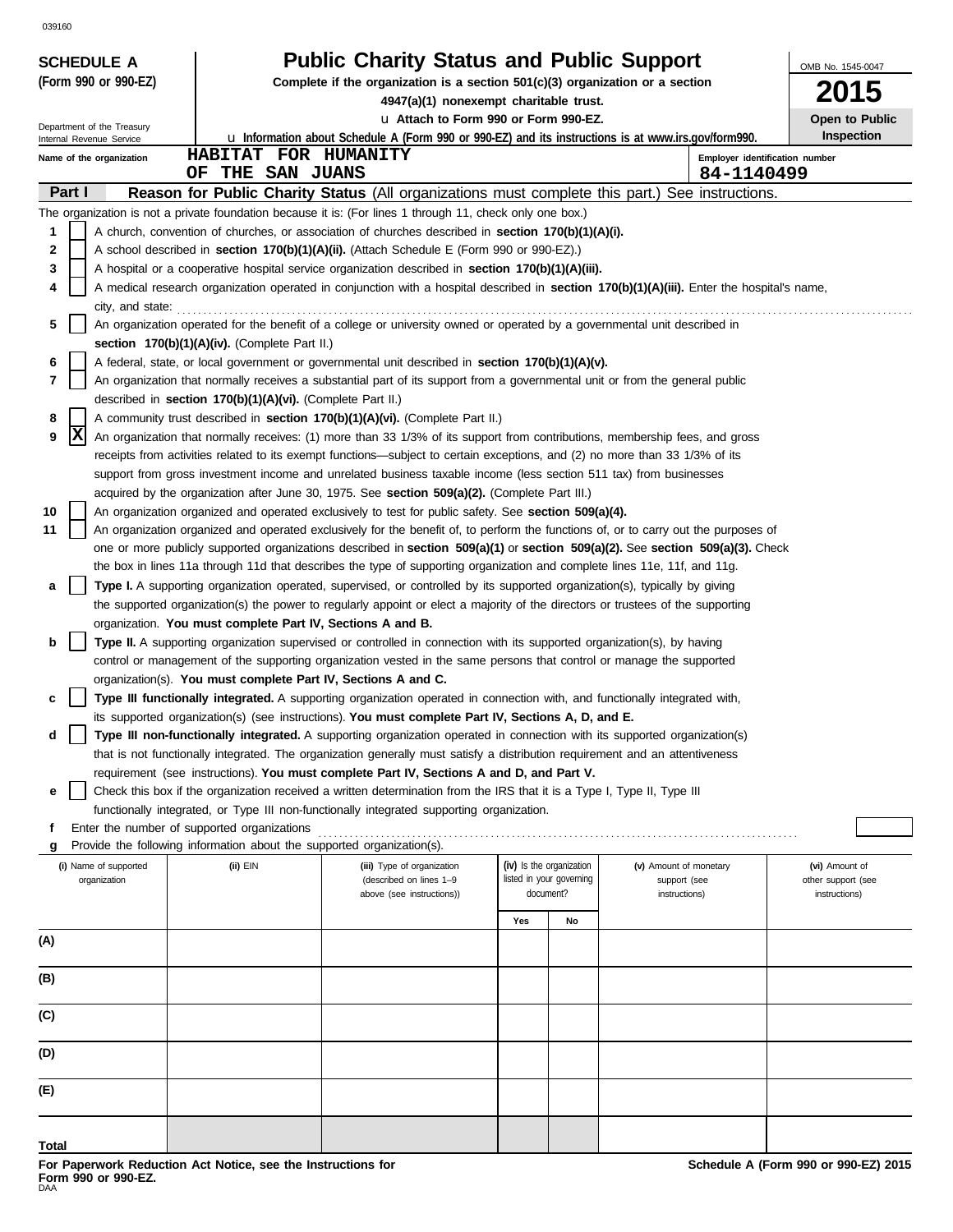039160

**SCHEDULE A (Form 990 or 990-EZ)**

Department of the Treasury
Internal Revenue Service

# Public Charity Status and Public Support

**Complete if the organization is a section 501(c)(3) organization or a section 4947(a)(1) nonexempt charitable trust.**

u **Attach to Form 990 or Form 990-EZ.**

u **Information about Schedule A (Form 990 or 990-EZ) and its instructions is at www.irs.gov/form990.**

OMB No. 1545-0047

**2015**

**Open to Public Inspection**

Name of the organization: HABITAT FOR HUMANITY OF THE SAN JUANS

Employer identification number: 84-1140499

## Part I Reason for Public Charity Status (All organizations must complete this part.) See instructions.

The organization is not a private foundation because it is: (For lines 1 through 11, check only one box.)

1 [ ] A church, convention of churches, or association of churches described in **section 170(b)(1)(A)(i).**

2 [ ] A school described in **section 170(b)(1)(A)(ii).** (Attach Schedule E (Form 990 or 990-EZ).)

3 [ ] A hospital or a cooperative hospital service organization described in **section 170(b)(1)(A)(iii).**

4 [ ] A medical research organization operated in conjunction with a hospital described in **section 170(b)(1)(A)(iii).** Enter the hospital's name, city, and state:

5 [ ] An organization operated for the benefit of a college or university owned or operated by a governmental unit described in **section 170(b)(1)(A)(iv).** (Complete Part II.)

6 [ ] A federal, state, or local government or governmental unit described in **section 170(b)(1)(A)(v).**

7 [ ] An organization that normally receives a substantial part of its support from a governmental unit or from the general public described in **section 170(b)(1)(A)(vi).** (Complete Part II.)

8 [ ] A community trust described in **section 170(b)(1)(A)(vi).** (Complete Part II.)

9 [X] An organization that normally receives: (1) more than 33 1/3% of its support from contributions, membership fees, and gross receipts from activities related to its exempt functions—subject to certain exceptions, and (2) no more than 33 1/3% of its support from gross investment income and unrelated business taxable income (less section 511 tax) from businesses acquired by the organization after June 30, 1975. See **section 509(a)(2).** (Complete Part III.)

10 [ ] An organization organized and operated exclusively to test for public safety. See **section 509(a)(4).**

11 [ ] An organization organized and operated exclusively for the benefit of, to perform the functions of, or to carry out the purposes of one or more publicly supported organizations described in **section 509(a)(1)** or **section 509(a)(2).** See **section 509(a)(3).** Check the box in lines 11a through 11d that describes the type of supporting organization and complete lines 11e, 11f, and 11g.

a [ ] **Type I.** A supporting organization operated, supervised, or controlled by its supported organization(s), typically by giving the supported organization(s) the power to regularly appoint or elect a majority of the directors or trustees of the supporting organization. **You must complete Part IV, Sections A and B.**

b [ ] **Type II.** A supporting organization supervised or controlled in connection with its supported organization(s), by having control or management of the supporting organization vested in the same persons that control or manage the supported organization(s). **You must complete Part IV, Sections A and C.**

c [ ] **Type III functionally integrated.** A supporting organization operated in connection with, and functionally integrated with, its supported organization(s) (see instructions). **You must complete Part IV, Sections A, D, and E.**

d [ ] **Type III non-functionally integrated.** A supporting organization operated in connection with its supported organization(s) that is not functionally integrated. The organization generally must satisfy a distribution requirement and an attentiveness requirement (see instructions). **You must complete Part IV, Sections A and D, and Part V.**

e [ ] Check this box if the organization received a written determination from the IRS that it is a Type I, Type II, Type III functionally integrated, or Type III non-functionally integrated supporting organization.

f Enter the number of supported organizations

g Provide the following information about the supported organization(s).

| (i) Name of supported organization | (ii) EIN | (iii) Type of organization (described on lines 1–9 above (see instructions)) | (iv) Is the organization listed in your governing document? Yes | No | (v) Amount of monetary support (see instructions) | (vi) Amount of other support (see instructions) |
|---|---|---|---|---|---|---|
| (A) | | | | | | |
| (B) | | | | | | |
| (C) | | | | | | |
| (D) | | | | | | |
| (E) | | | | | | |
| Total | | | | | | |

**For Paperwork Reduction Act Notice, see the Instructions for Form 990 or 990-EZ.**
DAA

**Schedule A (Form 990 or 990-EZ) 2015**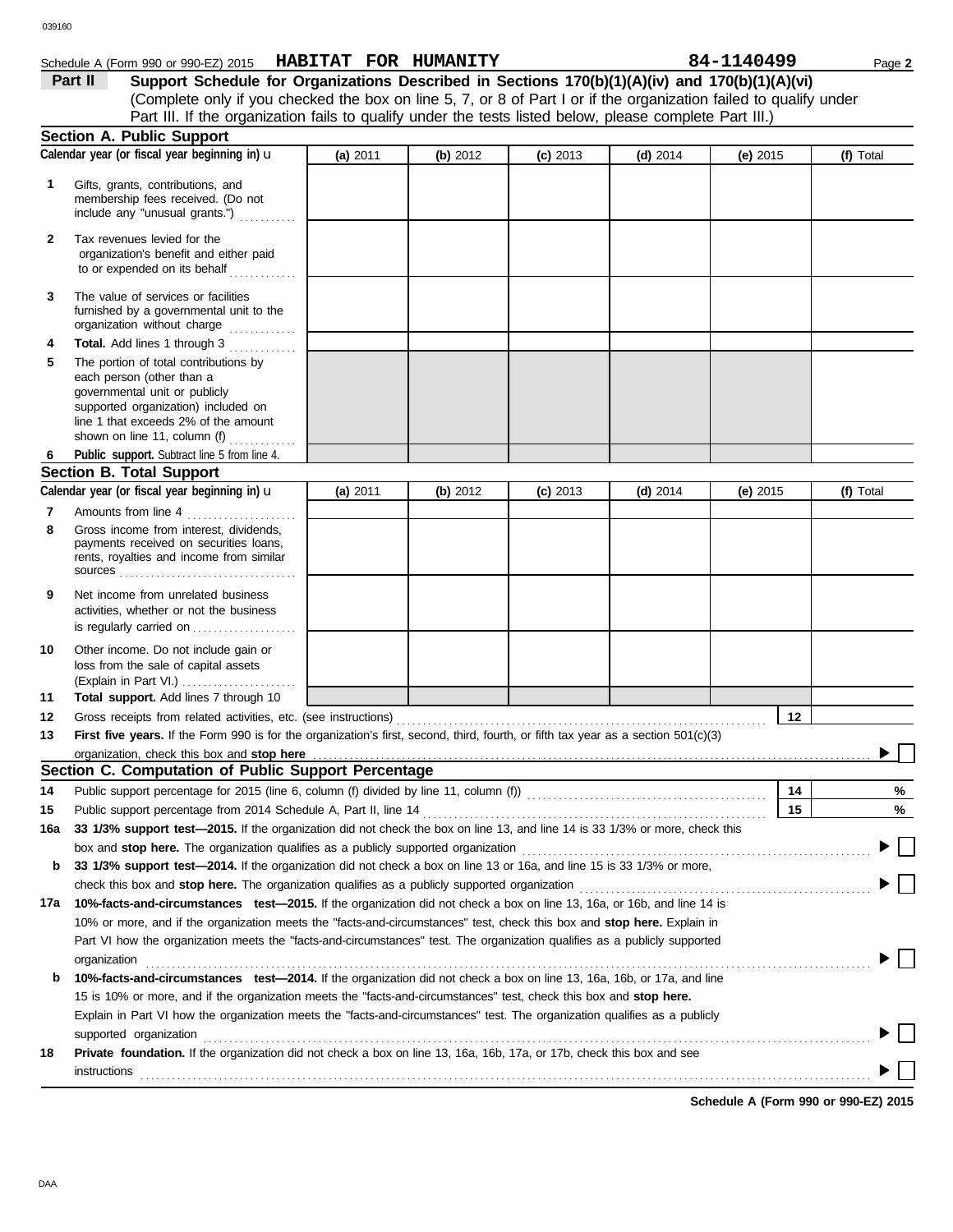Schedule A (Form 990 or 990-EZ) 2015 **HABITAT FOR HUMANITY** **84-1140499**

**Part II** **Support Schedule for Organizations Described in Sections 170(b)(1)(A)(iv) and 170(b)(1)(A)(vi)**
(Complete only if you checked the box on line 5, 7, or 8 of Part I or if the organization failed to qualify under Part III. If the organization fails to qualify under the tests listed below, please complete Part III.)

## Section A. Public Support

| Calendar year (or fiscal year beginning in) | (a) 2011 | (b) 2012 | (c) 2013 | (d) 2014 | (e) 2015 | (f) Total |
|---|---|---|---|---|---|---|
| **1** Gifts, grants, contributions, and membership fees received. (Do not include any "unusual grants.") | | | | | | |
| **2** Tax revenues levied for the organization's benefit and either paid to or expended on its behalf | | | | | | |
| **3** The value of services or facilities furnished by a governmental unit to the organization without charge | | | | | | |
| **4** **Total.** Add lines 1 through 3 | | | | | | |
| **5** The portion of total contributions by each person (other than a governmental unit or publicly supported organization) included on line 1 that exceeds 2% of the amount shown on line 11, column (f) | | | | | | |
| **6** **Public support.** Subtract line 5 from line 4. | | | | | | |

## Section B. Total Support

| Calendar year (or fiscal year beginning in) | (a) 2011 | (b) 2012 | (c) 2013 | (d) 2014 | (e) 2015 | (f) Total |
|---|---|---|---|---|---|---|
| **7** Amounts from line 4 | | | | | | |
| **8** Gross income from interest, dividends, payments received on securities loans, rents, royalties and income from similar sources | | | | | | |
| **9** Net income from unrelated business activities, whether or not the business is regularly carried on | | | | | | |
| **10** Other income. Do not include gain or loss from the sale of capital assets (Explain in Part VI.) | | | | | | |
| **11** **Total support.** Add lines 7 through 10 | | | | | | |

**12** Gross receipts from related activities, etc. (see instructions) **12**

**13** **First five years.** If the Form 990 is for the organization's first, second, third, fourth, or fifth tax year as a section 501(c)(3) organization, check this box and **stop here** ▶ ☐

## Section C. Computation of Public Support Percentage

**14** Public support percentage for 2015 (line 6, column (f) divided by line 11, column (f)) **14** %

**15** Public support percentage from 2014 Schedule A, Part II, line 14 **15** %

**16a** **33 1/3% support test—2015.** If the organization did not check the box on line 13, and line 14 is 33 1/3% or more, check this box and **stop here.** The organization qualifies as a publicly supported organization ▶ ☐

**b** **33 1/3% support test—2014.** If the organization did not check a box on line 13 or 16a, and line 15 is 33 1/3% or more, check this box and **stop here.** The organization qualifies as a publicly supported organization ▶ ☐

**17a** **10%-facts-and-circumstances test—2015.** If the organization did not check a box on line 13, 16a, or 16b, and line 14 is 10% or more, and if the organization meets the "facts-and-circumstances" test, check this box and **stop here.** Explain in Part VI how the organization meets the "facts-and-circumstances" test. The organization qualifies as a publicly supported organization ▶ ☐

**b** **10%-facts-and-circumstances test—2014.** If the organization did not check a box on line 13, 16a, 16b, or 17a, and line 15 is 10% or more, and if the organization meets the "facts-and-circumstances" test, check this box and **stop here.** Explain in Part VI how the organization meets the "facts-and-circumstances" test. The organization qualifies as a publicly supported organization ▶ ☐

**18** **Private foundation.** If the organization did not check a box on line 13, 16a, 16b, 17a, or 17b, check this box and see instructions ▶ ☐

**Schedule A (Form 990 or 990-EZ) 2015**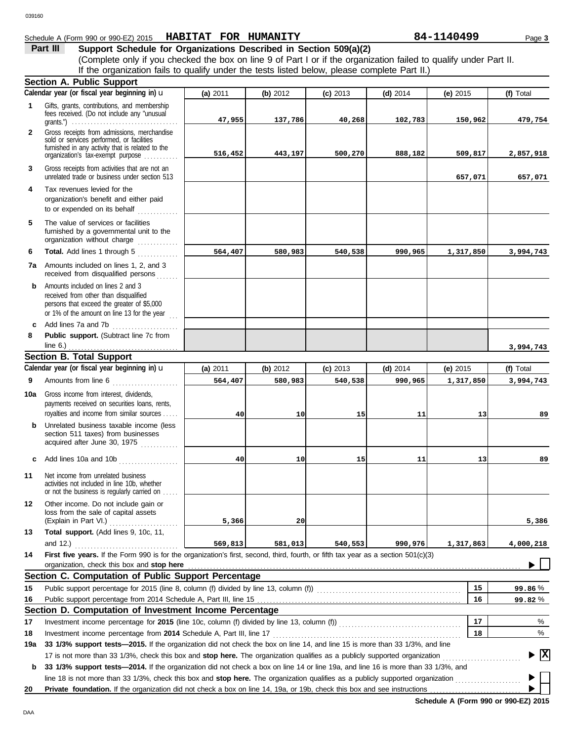Schedule A (Form 990 or 990-EZ) 2015 **HABITAT FOR HUMANITY** **84-1140499** Page **3**

## Part III Support Schedule for Organizations Described in Section 509(a)(2)

(Complete only if you checked the box on line 9 of Part I or if the organization failed to qualify under Part II. If the organization fails to qualify under the tests listed below, please complete Part II.)

### Section A. Public Support

| Calendar year (or fiscal year beginning in) u | (a) 2011 | (b) 2012 | (c) 2013 | (d) 2014 | (e) 2015 | (f) Total |
|---|---|---|---|---|---|---|
| **1** Gifts, grants, contributions, and membership fees received. (Do not include any "unusual grants.") | 47,955 | 137,786 | 40,268 | 102,783 | 150,962 | 479,754 |
| **2** Gross receipts from admissions, merchandise sold or services performed, or facilities furnished in any activity that is related to the organization's tax-exempt purpose | 516,452 | 443,197 | 500,270 | 888,182 | 509,817 | 2,857,918 |
| **3** Gross receipts from activities that are not an unrelated trade or business under section 513 | | | | | 657,071 | 657,071 |
| **4** Tax revenues levied for the organization's benefit and either paid to or expended on its behalf | | | | | | |
| **5** The value of services or facilities furnished by a governmental unit to the organization without charge | | | | | | |
| **6** **Total.** Add lines 1 through 5 | 564,407 | 580,983 | 540,538 | 990,965 | 1,317,850 | 3,994,743 |
| **7a** Amounts included on lines 1, 2, and 3 received from disqualified persons | | | | | | |
| **b** Amounts included on lines 2 and 3 received from other than disqualified persons that exceed the greater of $5,000 or 1% of the amount on line 13 for the year | | | | | | |
| **c** Add lines 7a and 7b | | | | | | |
| **8** **Public support.** (Subtract line 7c from line 6.) | | | | | | 3,994,743 |

### Section B. Total Support

| Calendar year (or fiscal year beginning in) u | (a) 2011 | (b) 2012 | (c) 2013 | (d) 2014 | (e) 2015 | (f) Total |
|---|---|---|---|---|---|---|
| **9** Amounts from line 6 | 564,407 | 580,983 | 540,538 | 990,965 | 1,317,850 | 3,994,743 |
| **10a** Gross income from interest, dividends, payments received on securities loans, rents, royalties and income from similar sources | 40 | 10 | 15 | 11 | 13 | 89 |
| **b** Unrelated business taxable income (less section 511 taxes) from businesses acquired after June 30, 1975 | | | | | | |
| **c** Add lines 10a and 10b | 40 | 10 | 15 | 11 | 13 | 89 |
| **11** Net income from unrelated business activities not included in line 10b, whether or not the business is regularly carried on | | | | | | |
| **12** Other income. Do not include gain or loss from the sale of capital assets (Explain in Part VI.) | 5,366 | 20 | | | | 5,386 |
| **13** **Total support.** (Add lines 9, 10c, 11, and 12.) | 569,813 | 581,013 | 540,553 | 990,976 | 1,317,863 | 4,000,218 |

**14** **First five years.** If the Form 990 is for the organization's first, second, third, fourth, or fifth tax year as a section 501(c)(3) organization, check this box and **stop here** ☐

### Section C. Computation of Public Support Percentage

| | | | |
|---|---|---|---|
| **15** | Public support percentage for 2015 (line 8, column (f) divided by line 13, column (f)) | 15 | 99.86 % |
| **16** | Public support percentage from 2014 Schedule A, Part III, line 15 | 16 | 99.82 % |

### Section D. Computation of Investment Income Percentage

| | | | |
|---|---|---|---|
| **17** | Investment income percentage for **2015** (line 10c, column (f) divided by line 13, column (f)) | 17 | % |
| **18** | Investment income percentage from **2014** Schedule A, Part III, line 17 | 18 | % |

**19a** **33 1/3% support tests—2015.** If the organization did not check the box on line 14, and line 15 is more than 33 1/3%, and line 17 is not more than 33 1/3%, check this box and **stop here.** The organization qualifies as a publicly supported organization ☒

**b** **33 1/3% support tests—2014.** If the organization did not check a box on line 14 or line 19a, and line 16 is more than 33 1/3%, and line 18 is not more than 33 1/3%, check this box and **stop here.** The organization qualifies as a publicly supported organization ☐

**20** **Private foundation.** If the organization did not check a box on line 14, 19a, or 19b, check this box and see instructions ☐

**Schedule A (Form 990 or 990-EZ) 2015**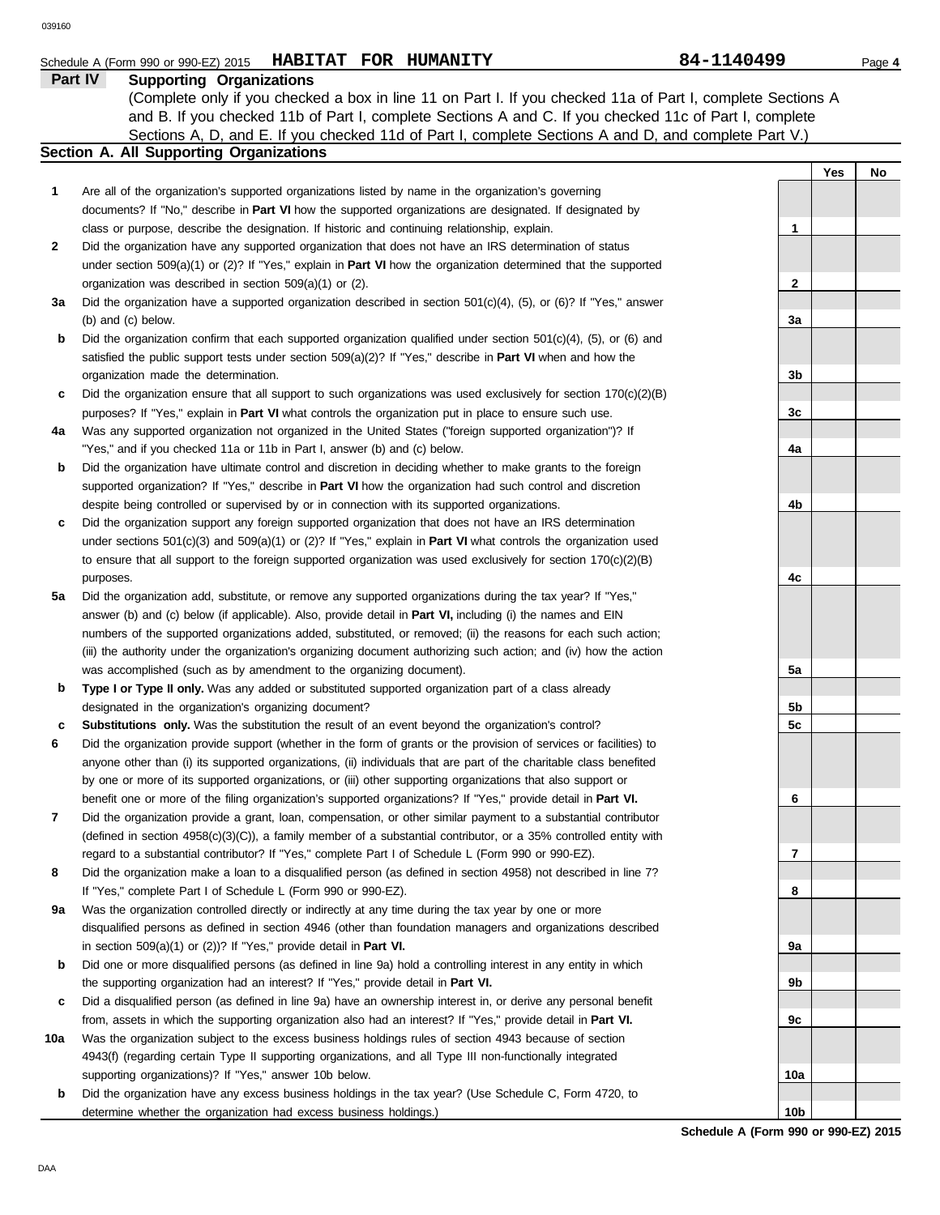Schedule A (Form 990 or 990-EZ) 2015 **HABITAT FOR HUMANITY** **84-1140499**

## Part IV Supporting Organizations

(Complete only if you checked a box in line 11 on Part I. If you checked 11a of Part I, complete Sections A and B. If you checked 11b of Part I, complete Sections A and C. If you checked 11c of Part I, complete Sections A, D, and E. If you checked 11d of Part I, complete Sections A and D, and complete Part V.)

### Section A. All Supporting Organizations

| | | | Yes | No |
|---|---|---|---|---|
| **1** | Are all of the organization's supported organizations listed by name in the organization's governing documents? If "No," describe in **Part VI** how the supported organizations are designated. If designated by class or purpose, describe the designation. If historic and continuing relationship, explain. | 1 | | |
| **2** | Did the organization have any supported organization that does not have an IRS determination of status under section 509(a)(1) or (2)? If "Yes," explain in **Part VI** how the organization determined that the supported organization was described in section 509(a)(1) or (2). | 2 | | |
| **3a** | Did the organization have a supported organization described in section 501(c)(4), (5), or (6)? If "Yes," answer (b) and (c) below. | 3a | | |
| **b** | Did the organization confirm that each supported organization qualified under section 501(c)(4), (5), or (6) and satisfied the public support tests under section 509(a)(2)? If "Yes," describe in **Part VI** when and how the organization made the determination. | 3b | | |
| **c** | Did the organization ensure that all support to such organizations was used exclusively for section 170(c)(2)(B) purposes? If "Yes," explain in **Part VI** what controls the organization put in place to ensure such use. | 3c | | |
| **4a** | Was any supported organization not organized in the United States ("foreign supported organization")? If "Yes," and if you checked 11a or 11b in Part I, answer (b) and (c) below. | 4a | | |
| **b** | Did the organization have ultimate control and discretion in deciding whether to make grants to the foreign supported organization? If "Yes," describe in **Part VI** how the organization had such control and discretion despite being controlled or supervised by or in connection with its supported organizations. | 4b | | |
| **c** | Did the organization support any foreign supported organization that does not have an IRS determination under sections 501(c)(3) and 509(a)(1) or (2)? If "Yes," explain in **Part VI** what controls the organization used to ensure that all support to the foreign supported organization was used exclusively for section 170(c)(2)(B) purposes. | 4c | | |
| **5a** | Did the organization add, substitute, or remove any supported organizations during the tax year? If "Yes," answer (b) and (c) below (if applicable). Also, provide detail in **Part VI,** including (i) the names and EIN numbers of the supported organizations added, substituted, or removed; (ii) the reasons for each such action; (iii) the authority under the organization's organizing document authorizing such action; and (iv) how the action was accomplished (such as by amendment to the organizing document). | 5a | | |
| **b** | **Type I or Type II only.** Was any added or substituted supported organization part of a class already designated in the organization's organizing document? | 5b | | |
| **c** | **Substitutions only.** Was the substitution the result of an event beyond the organization's control? | 5c | | |
| **6** | Did the organization provide support (whether in the form of grants or the provision of services or facilities) to anyone other than (i) its supported organizations, (ii) individuals that are part of the charitable class benefited by one or more of its supported organizations, or (iii) other supporting organizations that also support or benefit one or more of the filing organization's supported organizations? If "Yes," provide detail in **Part VI.** | 6 | | |
| **7** | Did the organization provide a grant, loan, compensation, or other similar payment to a substantial contributor (defined in section 4958(c)(3)(C)), a family member of a substantial contributor, or a 35% controlled entity with regard to a substantial contributor? If "Yes," complete Part I of Schedule L (Form 990 or 990-EZ). | 7 | | |
| **8** | Did the organization make a loan to a disqualified person (as defined in section 4958) not described in line 7? If "Yes," complete Part I of Schedule L (Form 990 or 990-EZ). | 8 | | |
| **9a** | Was the organization controlled directly or indirectly at any time during the tax year by one or more disqualified persons as defined in section 4946 (other than foundation managers and organizations described in section 509(a)(1) or (2))? If "Yes," provide detail in **Part VI.** | 9a | | |
| **b** | Did one or more disqualified persons (as defined in line 9a) hold a controlling interest in any entity in which the supporting organization had an interest? If "Yes," provide detail in **Part VI.** | 9b | | |
| **c** | Did a disqualified person (as defined in line 9a) have an ownership interest in, or derive any personal benefit from, assets in which the supporting organization also had an interest? If "Yes," provide detail in **Part VI.** | 9c | | |
| **10a** | Was the organization subject to the excess business holdings rules of section 4943 because of section 4943(f) (regarding certain Type II supporting organizations, and all Type III non-functionally integrated supporting organizations)? If "Yes," answer 10b below. | 10a | | |
| **b** | Did the organization have any excess business holdings in the tax year? (Use Schedule C, Form 4720, to determine whether the organization had excess business holdings.) | 10b | | |

**Schedule A (Form 990 or 990-EZ) 2015**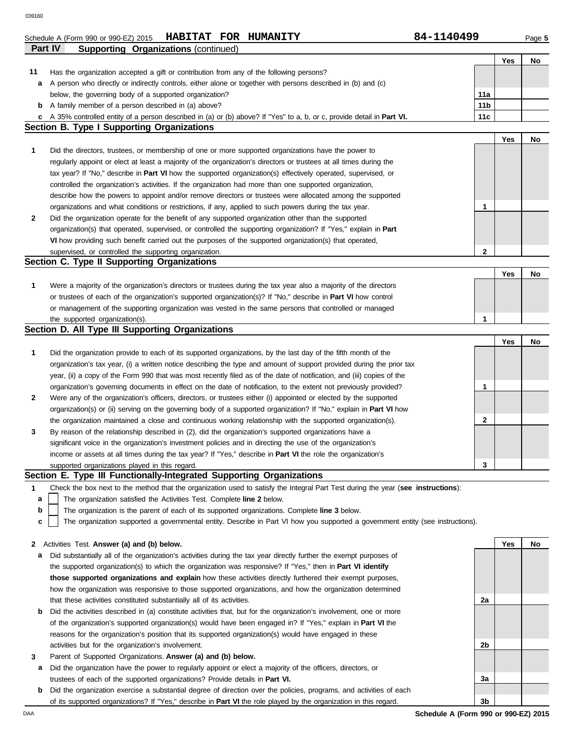Schedule A (Form 990 or 990-EZ) 2015 **HABITAT FOR HUMANITY** **84-1140499**

## Part IV Supporting Organizations (continued)

| | | | Yes | No |
|---|---|---|---|---|
| **11** | Has the organization accepted a gift or contribution from any of the following persons? | | | |
| **a** | A person who directly or indirectly controls, either alone or together with persons described in (b) and (c) below, the governing body of a supported organization? | 11a | | |
| **b** | A family member of a person described in (a) above? | 11b | | |
| **c** | A 35% controlled entity of a person described in (a) or (b) above? If "Yes" to a, b, or c, provide detail in **Part VI.** | 11c | | |

### Section B. Type I Supporting Organizations

| | | | Yes | No |
|---|---|---|---|---|
| **1** | Did the directors, trustees, or membership of one or more supported organizations have the power to regularly appoint or elect at least a majority of the organization's directors or trustees at all times during the tax year? If "No," describe in **Part VI** how the supported organization(s) effectively operated, supervised, or controlled the organization's activities. If the organization had more than one supported organization, describe how the powers to appoint and/or remove directors or trustees were allocated among the supported organizations and what conditions or restrictions, if any, applied to such powers during the tax year. | 1 | | |
| **2** | Did the organization operate for the benefit of any supported organization other than the supported organization(s) that operated, supervised, or controlled the supporting organization? If "Yes," explain in **Part VI** how providing such benefit carried out the purposes of the supported organization(s) that operated, supervised, or controlled the supporting organization. | 2 | | |

### Section C. Type II Supporting Organizations

| | | | Yes | No |
|---|---|---|---|---|
| **1** | Were a majority of the organization's directors or trustees during the tax year also a majority of the directors or trustees of each of the organization's supported organization(s)? If "No," describe in **Part VI** how control or management of the supporting organization was vested in the same persons that controlled or managed the supported organization(s). | 1 | | |

### Section D. All Type III Supporting Organizations

| | | | Yes | No |
|---|---|---|---|---|
| **1** | Did the organization provide to each of its supported organizations, by the last day of the fifth month of the organization's tax year, (i) a written notice describing the type and amount of support provided during the prior tax year, (ii) a copy of the Form 990 that was most recently filed as of the date of notification, and (iii) copies of the organization's governing documents in effect on the date of notification, to the extent not previously provided? | 1 | | |
| **2** | Were any of the organization's officers, directors, or trustees either (i) appointed or elected by the supported organization(s) or (ii) serving on the governing body of a supported organization? If "No," explain in **Part VI** how the organization maintained a close and continuous working relationship with the supported organization(s). | 2 | | |
| **3** | By reason of the relationship described in (2), did the organization's supported organizations have a significant voice in the organization's investment policies and in directing the use of the organization's income or assets at all times during the tax year? If "Yes," describe in **Part VI** the role the organization's supported organizations played in this regard. | 3 | | |

### Section E. Type III Functionally-Integrated Supporting Organizations

**1** Check the box next to the method that the organization used to satisfy the Integral Part Test during the year (**see instructions**):

- **a** ☐ The organization satisfied the Activities Test. Complete **line 2** below.
- **b** ☐ The organization is the parent of each of its supported organizations. Complete **line 3** below.
- **c** ☐ The organization supported a governmental entity. Describe in Part VI how you supported a government entity (see instructions).

| | | | Yes | No |
|---|---|---|---|---|
| **2** | Activities Test. **Answer (a) and (b) below.** | | | |
| **a** | Did substantially all of the organization's activities during the tax year directly further the exempt purposes of the supported organization(s) to which the organization was responsive? If "Yes," then in **Part VI identify those supported organizations and explain** how these activities directly furthered their exempt purposes, how the organization was responsive to those supported organizations, and how the organization determined that these activities constituted substantially all of its activities. | 2a | | |
| **b** | Did the activities described in (a) constitute activities that, but for the organization's involvement, one or more of the organization's supported organization(s) would have been engaged in? If "Yes," explain in **Part VI** the reasons for the organization's position that its supported organization(s) would have engaged in these activities but for the organization's involvement. | 2b | | |
| **3** | Parent of Supported Organizations. **Answer (a) and (b) below.** | | | |
| **a** | Did the organization have the power to regularly appoint or elect a majority of the officers, directors, or trustees of each of the supported organizations? Provide details in **Part VI.** | 3a | | |
| **b** | Did the organization exercise a substantial degree of direction over the policies, programs, and activities of each of its supported organizations? If "Yes," describe in **Part VI** the role played by the organization in this regard. | 3b | | |

**Schedule A (Form 990 or 990-EZ) 2015**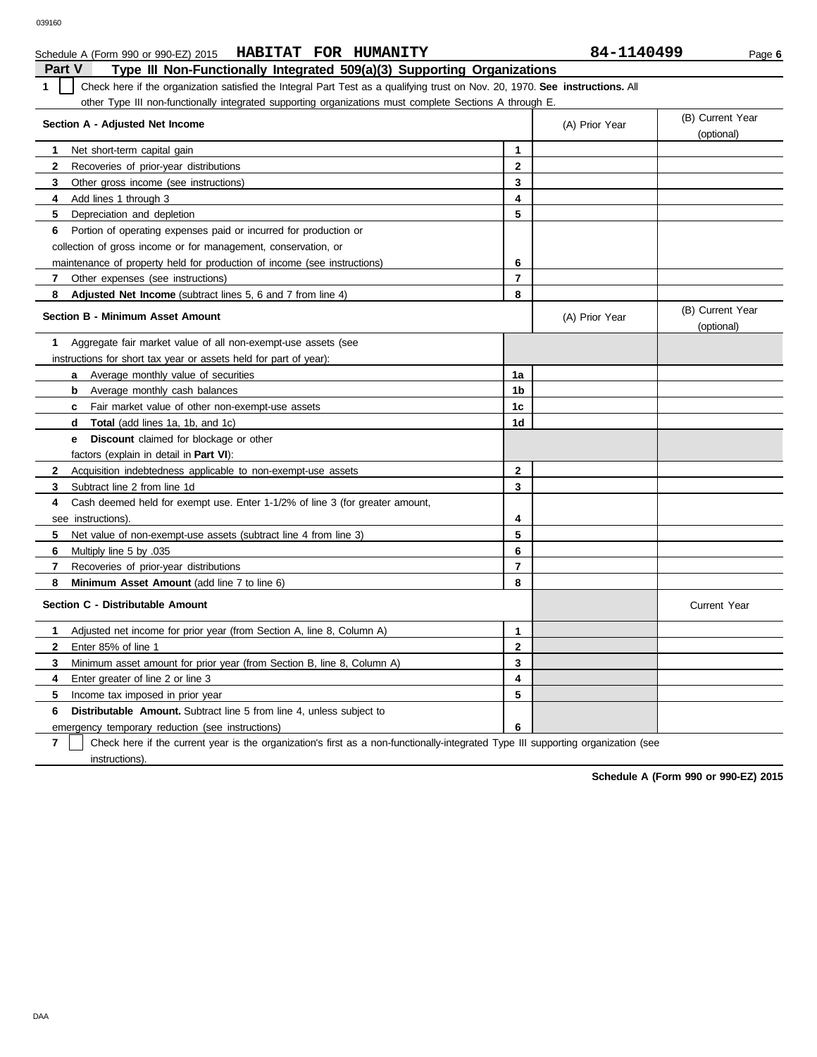Schedule A (Form 990 or 990-EZ) 2015 **HABITAT FOR HUMANITY** **84-1140499**

## Part V Type III Non-Functionally Integrated 509(a)(3) Supporting Organizations

**1** ☐ Check here if the organization satisfied the Integral Part Test as a qualifying trust on Nov. 20, 1970. **See instructions.** All other Type III non-functionally integrated supporting organizations must complete Sections A through E.

| **Section A - Adjusted Net Income** | | (A) Prior Year | (B) Current Year (optional) |
|---|---|---|---|
| **1** Net short-term capital gain | **1** | | |
| **2** Recoveries of prior-year distributions | **2** | | |
| **3** Other gross income (see instructions) | **3** | | |
| **4** Add lines 1 through 3 | **4** | | |
| **5** Depreciation and depletion | **5** | | |
| **6** Portion of operating expenses paid or incurred for production or collection of gross income or for management, conservation, or maintenance of property held for production of income (see instructions) | **6** | | |
| **7** Other expenses (see instructions) | **7** | | |
| **8** **Adjusted Net Income** (subtract lines 5, 6 and 7 from line 4) | **8** | | |

| **Section B - Minimum Asset Amount** | | (A) Prior Year | (B) Current Year (optional) |
|---|---|---|---|
| **1** Aggregate fair market value of all non-exempt-use assets (see instructions for short tax year or assets held for part of year): | | | |
| **a** Average monthly value of securities | **1a** | | |
| **b** Average monthly cash balances | **1b** | | |
| **c** Fair market value of other non-exempt-use assets | **1c** | | |
| **d** **Total** (add lines 1a, 1b, and 1c) | **1d** | | |
| **e** **Discount** claimed for blockage or other factors (explain in detail in **Part VI**): | | | |
| **2** Acquisition indebtedness applicable to non-exempt-use assets | **2** | | |
| **3** Subtract line 2 from line 1d | **3** | | |
| **4** Cash deemed held for exempt use. Enter 1-1/2% of line 3 (for greater amount, see instructions). | **4** | | |
| **5** Net value of non-exempt-use assets (subtract line 4 from line 3) | **5** | | |
| **6** Multiply line 5 by .035 | **6** | | |
| **7** Recoveries of prior-year distributions | **7** | | |
| **8** **Minimum Asset Amount** (add line 7 to line 6) | **8** | | |

| **Section C - Distributable Amount** | | | Current Year |
|---|---|---|---|
| **1** Adjusted net income for prior year (from Section A, line 8, Column A) | **1** | | |
| **2** Enter 85% of line 1 | **2** | | |
| **3** Minimum asset amount for prior year (from Section B, line 8, Column A) | **3** | | |
| **4** Enter greater of line 2 or line 3 | **4** | | |
| **5** Income tax imposed in prior year | **5** | | |
| **6** **Distributable Amount.** Subtract line 5 from line 4, unless subject to emergency temporary reduction (see instructions) | **6** | | |

**7** ☐ Check here if the current year is the organization's first as a non-functionally-integrated Type III supporting organization (see instructions).

**Schedule A (Form 990 or 990-EZ) 2015**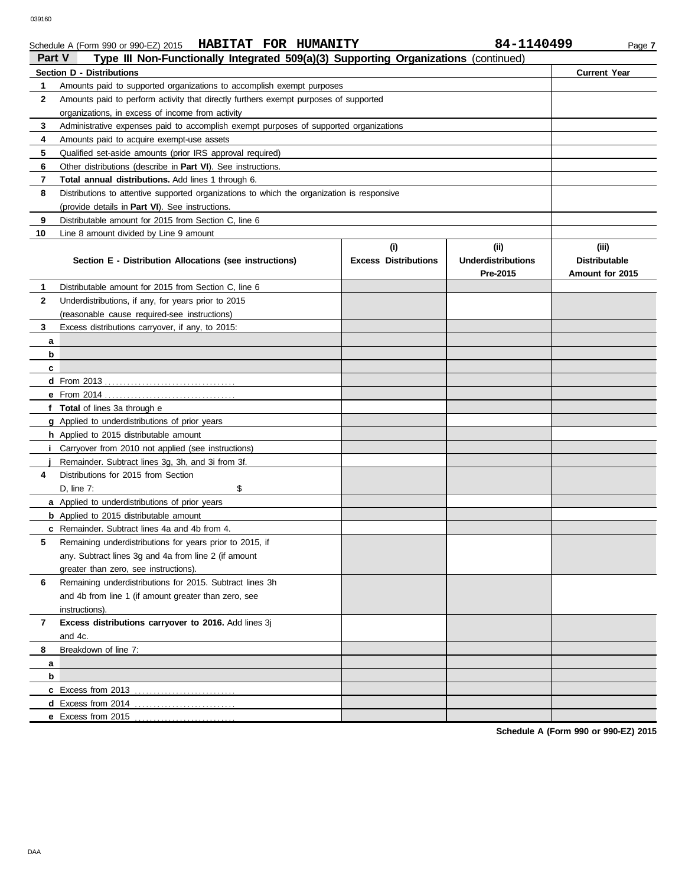Schedule A (Form 990 or 990-EZ) 2015 **HABITAT FOR HUMANITY** **84-1140499** Page **7**

## Part V Type III Non-Functionally Integrated 509(a)(3) Supporting Organizations (continued)

| Section D - Distributions | | Current Year |
|---|---|---|
| **1** | Amounts paid to supported organizations to accomplish exempt purposes | |
| **2** | Amounts paid to perform activity that directly furthers exempt purposes of supported organizations, in excess of income from activity | |
| **3** | Administrative expenses paid to accomplish exempt purposes of supported organizations | |
| **4** | Amounts paid to acquire exempt-use assets | |
| **5** | Qualified set-aside amounts (prior IRS approval required) | |
| **6** | Other distributions (describe in **Part VI**). See instructions. | |
| **7** | **Total annual distributions.** Add lines 1 through 6. | |
| **8** | Distributions to attentive supported organizations to which the organization is responsive (provide details in **Part VI**). See instructions. | |
| **9** | Distributable amount for 2015 from Section C, line 6 | |
| **10** | Line 8 amount divided by Line 9 amount | |

| | Section E - Distribution Allocations (see instructions) | (i) Excess Distributions | (ii) Underdistributions Pre-2015 | (iii) Distributable Amount for 2015 |
|---|---|---|---|---|
| **1** | Distributable amount for 2015 from Section C, line 6 | | | |
| **2** | Underdistributions, if any, for years prior to 2015 (reasonable cause required-see instructions) | | | |
| **3** | Excess distributions carryover, if any, to 2015: | | | |
| **a** | | | | |
| **b** | | | | |
| **c** | | | | |
| **d** | From 2013 | | | |
| **e** | From 2014 | | | |
| **f** | **Total** of lines 3a through e | | | |
| **g** | Applied to underdistributions of prior years | | | |
| **h** | Applied to 2015 distributable amount | | | |
| **i** | Carryover from 2010 not applied (see instructions) | | | |
| **j** | Remainder. Subtract lines 3g, 3h, and 3i from 3f. | | | |
| **4** | Distributions for 2015 from Section D, line 7: $ | | | |
| **a** | Applied to underdistributions of prior years | | | |
| **b** | Applied to 2015 distributable amount | | | |
| **c** | Remainder. Subtract lines 4a and 4b from 4. | | | |
| **5** | Remaining underdistributions for years prior to 2015, if any. Subtract lines 3g and 4a from line 2 (if amount greater than zero, see instructions). | | | |
| **6** | Remaining underdistributions for 2015. Subtract lines 3h and 4b from line 1 (if amount greater than zero, see instructions). | | | |
| **7** | **Excess distributions carryover to 2016.** Add lines 3j and 4c. | | | |
| **8** | Breakdown of line 7: | | | |
| **a** | | | | |
| **b** | | | | |
| **c** | Excess from 2013 | | | |
| **d** | Excess from 2014 | | | |
| **e** | Excess from 2015 | | | |

**Schedule A (Form 990 or 990-EZ) 2015**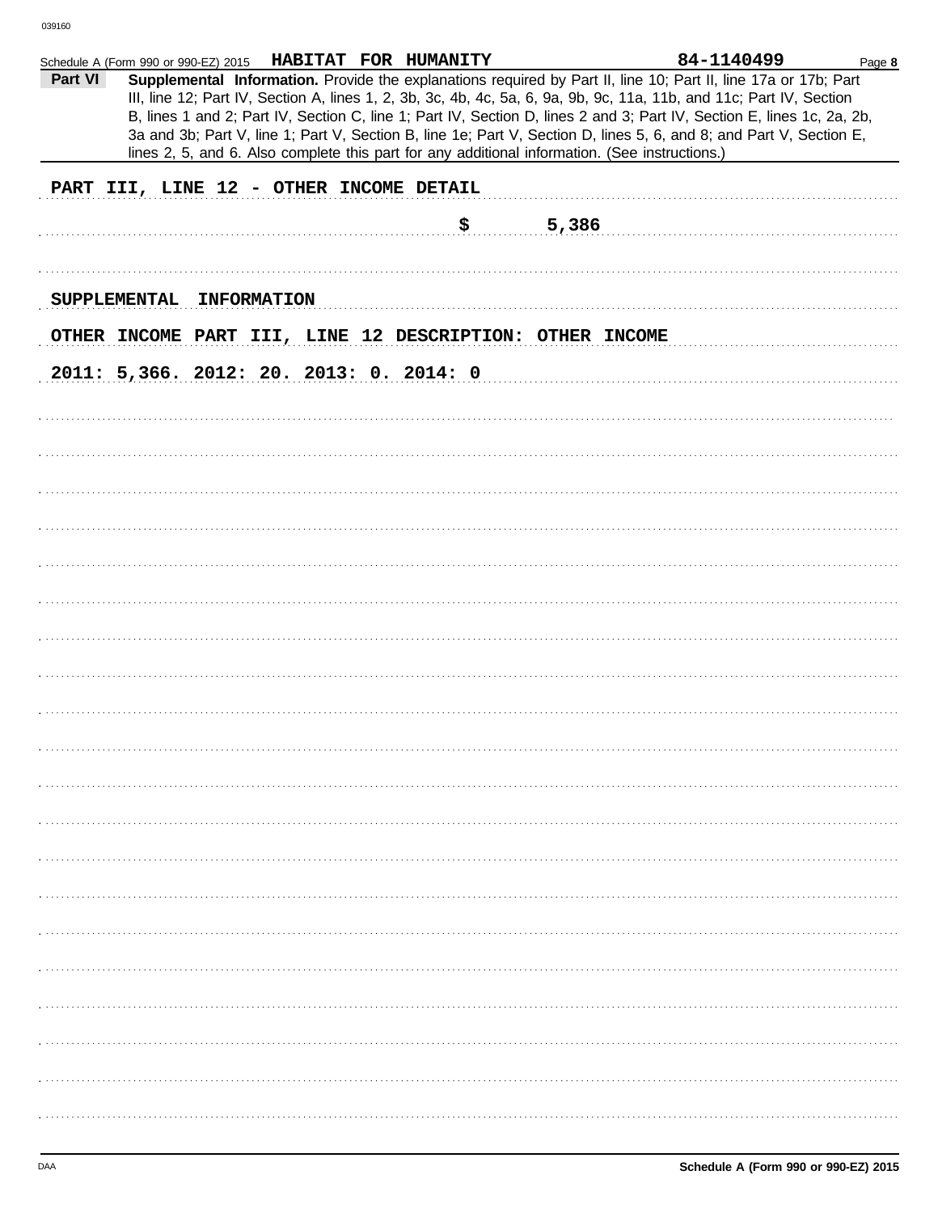Schedule A (Form 990 or 990-EZ) 2015 **HABITAT FOR HUMANITY** **84-1140499** Page **8**

**Part VI** **Supplemental Information.** Provide the explanations required by Part II, line 10; Part II, line 17a or 17b; Part III, line 12; Part IV, Section A, lines 1, 2, 3b, 3c, 4b, 4c, 5a, 6, 9a, 9b, 9c, 11a, 11b, and 11c; Part IV, Section B, lines 1 and 2; Part IV, Section C, line 1; Part IV, Section D, lines 2 and 3; Part IV, Section E, lines 1c, 2a, 2b, 3a and 3b; Part V, line 1; Part V, Section B, line 1e; Part V, Section D, lines 5, 6, and 8; and Part V, Section E, lines 2, 5, and 6. Also complete this part for any additional information. (See instructions.)

PART III, LINE 12 - OTHER INCOME DETAIL

$ 5,386

SUPPLEMENTAL INFORMATION

OTHER INCOME PART III, LINE 12 DESCRIPTION: OTHER INCOME

2011: 5,366. 2012: 20. 2013: 0. 2014: 0

DAA **Schedule A (Form 990 or 990-EZ) 2015**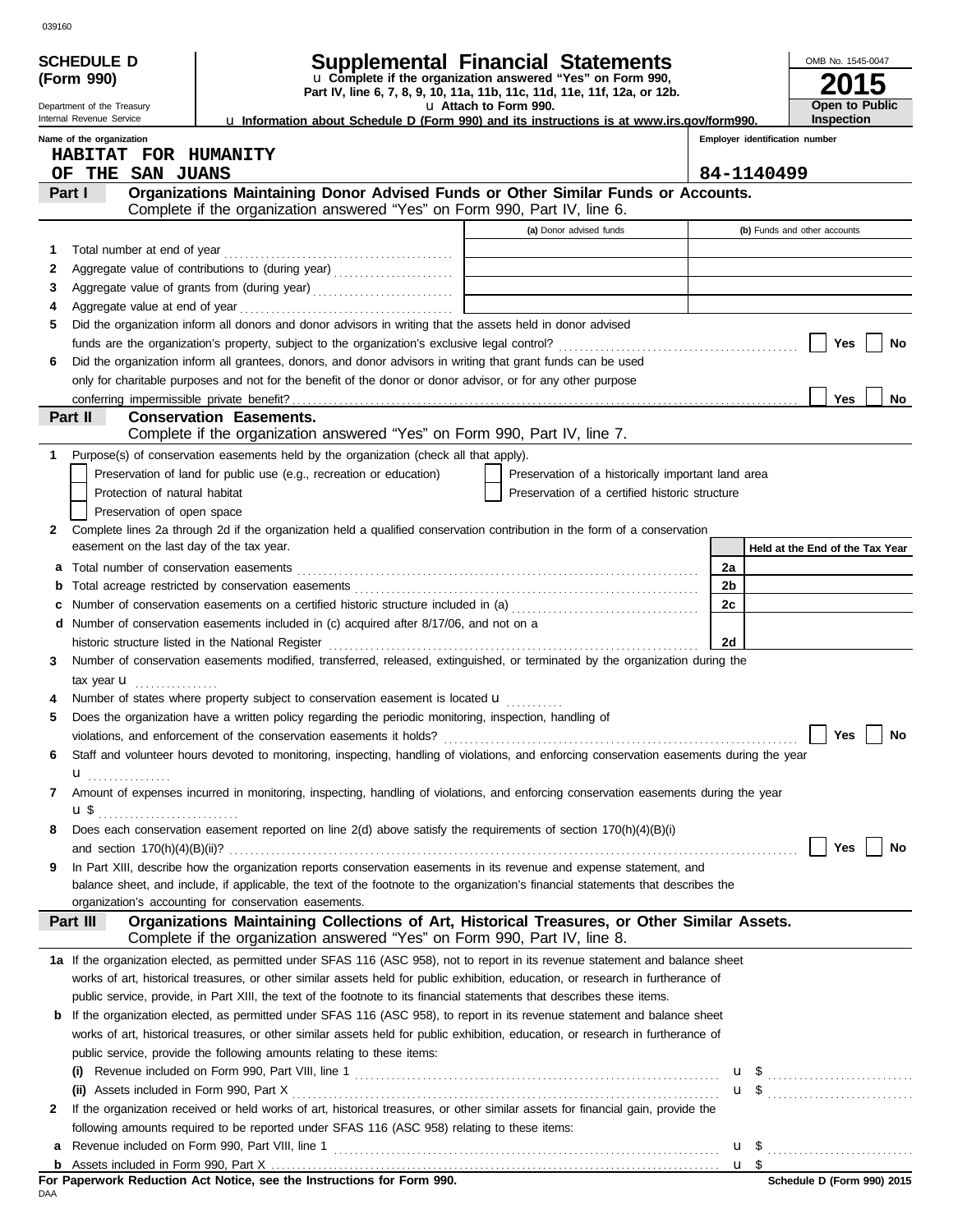039160

**SCHEDULE D (Form 990)**

Department of the Treasury
Internal Revenue Service

# Supplemental Financial Statements

u Complete if the organization answered "Yes" on Form 990, Part IV, line 6, 7, 8, 9, 10, 11a, 11b, 11c, 11d, 11e, 11f, 12a, or 12b.

u Attach to Form 990.

u Information about Schedule D (Form 990) and its instructions is at www.irs.gov/form990.

OMB No. 1545-0047

**2015**

**Open to Public Inspection**

Name of the organization: HABITAT FOR HUMANITY OF THE SAN JUANS

Employer identification number: 84-1140499

## Part I — Organizations Maintaining Donor Advised Funds or Other Similar Funds or Accounts.

Complete if the organization answered "Yes" on Form 990, Part IV, line 6.

| | | (a) Donor advised funds | (b) Funds and other accounts |
|---|---|---|---|
| 1 | Total number at end of year | | |
| 2 | Aggregate value of contributions to (during year) | | |
| 3 | Aggregate value of grants from (during year) | | |
| 4 | Aggregate value at end of year | | |

5 Did the organization inform all donors and donor advisors in writing that the assets held in donor advised funds are the organization's property, subject to the organization's exclusive legal control? ☐ Yes ☐ No

6 Did the organization inform all grantees, donors, and donor advisors in writing that grant funds can be used only for charitable purposes and not for the benefit of the donor or donor advisor, or for any other purpose conferring impermissible private benefit? ☐ Yes ☐ No

## Part II — Conservation Easements.

Complete if the organization answered "Yes" on Form 990, Part IV, line 7.

1 Purpose(s) of conservation easements held by the organization (check all that apply).

- ☐ Preservation of land for public use (e.g., recreation or education)
- ☐ Protection of natural habitat
- ☐ Preservation of open space
- ☐ Preservation of a historically important land area
- ☐ Preservation of a certified historic structure

2 Complete lines 2a through 2d if the organization held a qualified conservation contribution in the form of a conservation easement on the last day of the tax year.

| | | | Held at the End of the Tax Year |
|---|---|---|---|
| a | Total number of conservation easements | 2a | |
| b | Total acreage restricted by conservation easements | 2b | |
| c | Number of conservation easements on a certified historic structure included in (a) | 2c | |
| d | Number of conservation easements included in (c) acquired after 8/17/06, and not on a historic structure listed in the National Register | 2d | |

3 Number of conservation easements modified, transferred, released, extinguished, or terminated by the organization during the tax year u

4 Number of states where property subject to conservation easement is located u

5 Does the organization have a written policy regarding the periodic monitoring, inspection, handling of violations, and enforcement of the conservation easements it holds? ☐ Yes ☐ No

6 Staff and volunteer hours devoted to monitoring, inspecting, handling of violations, and enforcing conservation easements during the year u

7 Amount of expenses incurred in monitoring, inspecting, handling of violations, and enforcing conservation easements during the year u $

8 Does each conservation easement reported on line 2(d) above satisfy the requirements of section 170(h)(4)(B)(i) and section 170(h)(4)(B)(ii)? ☐ Yes ☐ No

9 In Part XIII, describe how the organization reports conservation easements in its revenue and expense statement, and balance sheet, and include, if applicable, the text of the footnote to the organization's financial statements that describes the organization's accounting for conservation easements.

## Part III — Organizations Maintaining Collections of Art, Historical Treasures, or Other Similar Assets.

Complete if the organization answered "Yes" on Form 990, Part IV, line 8.

1a If the organization elected, as permitted under SFAS 116 (ASC 958), not to report in its revenue statement and balance sheet works of art, historical treasures, or other similar assets held for public exhibition, education, or research in furtherance of public service, provide, in Part XIII, the text of the footnote to its financial statements that describes these items.

b If the organization elected, as permitted under SFAS 116 (ASC 958), to report in its revenue statement and balance sheet works of art, historical treasures, or other similar assets held for public exhibition, education, or research in furtherance of public service, provide the following amounts relating to these items:

(i) Revenue included on Form 990, Part VIII, line 1 u $

(ii) Assets included in Form 990, Part X u $

2 If the organization received or held works of art, historical treasures, or other similar assets for financial gain, provide the following amounts required to be reported under SFAS 116 (ASC 958) relating to these items:

a Revenue included on Form 990, Part VIII, line 1 u $

b Assets included in Form 990, Part X u $

**For Paperwork Reduction Act Notice, see the Instructions for Form 990.** **Schedule D (Form 990) 2015**

DAA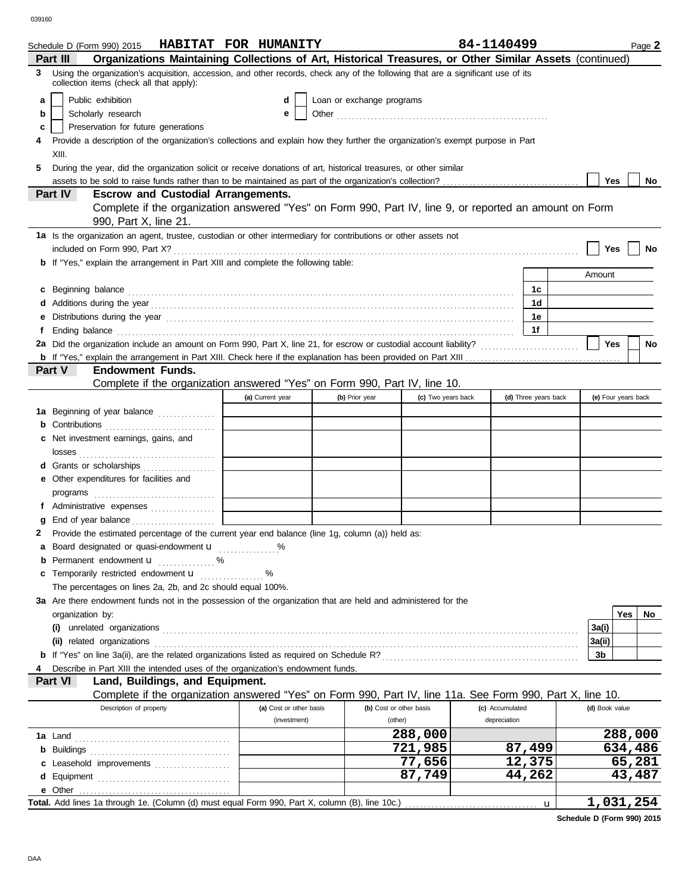Schedule D (Form 990) 2015 **HABITAT FOR HUMANITY** **84-1140499** Page **2**

## Part III Organizations Maintaining Collections of Art, Historical Treasures, or Other Similar Assets (continued)

**3** Using the organization's acquisition, accession, and other records, check any of the following that are a significant use of its collection items (check all that apply):

- **a** ☐ Public exhibition
- **b** ☐ Scholarly research
- **c** ☐ Preservation for future generations
- **d** ☐ Loan or exchange programs
- **e** ☐ Other ........................................................

**4** Provide a description of the organization's collections and explain how they further the organization's exempt purpose in Part XIII.

**5** During the year, did the organization solicit or receive donations of art, historical treasures, or other similar assets to be sold to raise funds rather than to be maintained as part of the organization's collection? ☐ Yes ☐ No

## Part IV Escrow and Custodial Arrangements.

Complete if the organization answered "Yes" on Form 990, Part IV, line 9, or reported an amount on Form 990, Part X, line 21.

**1a** Is the organization an agent, trustee, custodian or other intermediary for contributions or other assets not included on Form 990, Part X? ☐ Yes ☐ No

**b** If "Yes," explain the arrangement in Part XIII and complete the following table:

| | | Amount |
|---|---|---|
| **c** Beginning balance | 1c | |
| **d** Additions during the year | 1d | |
| **e** Distributions during the year | 1e | |
| **f** Ending balance | 1f | |

**2a** Did the organization include an amount on Form 990, Part X, line 21, for escrow or custodial account liability? ☐ Yes ☐ No

**b** If "Yes," explain the arrangement in Part XIII. Check here if the explanation has been provided on Part XIII ☐

## Part V Endowment Funds.

Complete if the organization answered "Yes" on Form 990, Part IV, line 10.

| | (a) Current year | (b) Prior year | (c) Two years back | (d) Three years back | (e) Four years back |
|---|---|---|---|---|---|
| **1a** Beginning of year balance | | | | | |
| **b** Contributions | | | | | |
| **c** Net investment earnings, gains, and losses | | | | | |
| **d** Grants or scholarships | | | | | |
| **e** Other expenditures for facilities and programs | | | | | |
| **f** Administrative expenses | | | | | |
| **g** End of year balance | | | | | |

**2** Provide the estimated percentage of the current year end balance (line 1g, column (a)) held as:

- **a** Board designated or quasi-endowment u ............... %
- **b** Permanent endowment u .............. %
- **c** Temporarily restricted endowment u ................ %

The percentages on lines 2a, 2b, and 2c should equal 100%.

**3a** Are there endowment funds not in the possession of the organization that are held and administered for the organization by:

| | | Yes | No |
|---|---|---|---|
| **(i)** unrelated organizations | 3a(i) | | |
| **(ii)** related organizations | 3a(ii) | | |
| **b** If "Yes" on line 3a(ii), are the related organizations listed as required on Schedule R? | 3b | | |

**4** Describe in Part XIII the intended uses of the organization's endowment funds.

## Part VI Land, Buildings, and Equipment.

Complete if the organization answered "Yes" on Form 990, Part IV, line 11a. See Form 990, Part X, line 10.

| Description of property | (a) Cost or other basis (investment) | (b) Cost or other basis (other) | (c) Accumulated depreciation | (d) Book value |
|---|---|---|---|---|
| **1a** Land | | 288,000 | | 288,000 |
| **b** Buildings | | 721,985 | 87,499 | 634,486 |
| **c** Leasehold improvements | | 77,656 | 12,375 | 65,281 |
| **d** Equipment | | 87,749 | 44,262 | 43,487 |
| **e** Other | | | | |
| **Total.** Add lines 1a through 1e. (Column (d) must equal Form 990, Part X, column (B), line 10c.) u | | | | 1,031,254 |

**Schedule D (Form 990) 2015**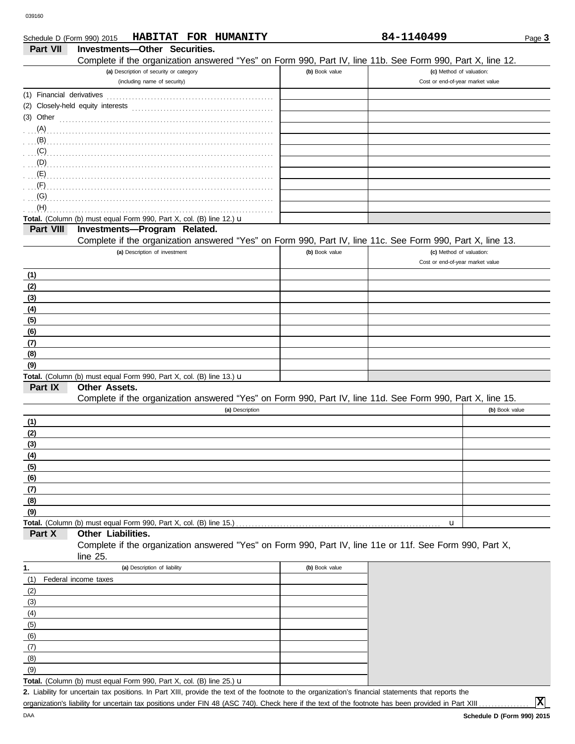Schedule D (Form 990) 2015 **HABITAT FOR HUMANITY** **84-1140499**

## Part VII Investments—Other Securities.

Complete if the organization answered "Yes" on Form 990, Part IV, line 11b. See Form 990, Part X, line 12.

| (a) Description of security or category (including name of security) | (b) Book value | (c) Method of valuation: Cost or end-of-year market value |
|---|---|---|
| (1) Financial derivatives | | |
| (2) Closely-held equity interests | | |
| (3) Other | | |
| (A) | | |
| (B) | | |
| (C) | | |
| (D) | | |
| (E) | | |
| (F) | | |
| (G) | | |
| (H) | | |
| **Total.** (Column (b) must equal Form 990, Part X, col. (B) line 12.) u | | |

## Part VIII Investments—Program Related.

Complete if the organization answered "Yes" on Form 990, Part IV, line 11c. See Form 990, Part X, line 13.

| (a) Description of investment | (b) Book value | (c) Method of valuation: Cost or end-of-year market value |
|---|---|---|
| (1) | | |
| (2) | | |
| (3) | | |
| (4) | | |
| (5) | | |
| (6) | | |
| (7) | | |
| (8) | | |
| (9) | | |
| **Total.** (Column (b) must equal Form 990, Part X, col. (B) line 13.) u | | |

## Part IX Other Assets.

Complete if the organization answered "Yes" on Form 990, Part IV, line 11d. See Form 990, Part X, line 15.

| (a) Description | (b) Book value |
|---|---|
| (1) | |
| (2) | |
| (3) | |
| (4) | |
| (5) | |
| (6) | |
| (7) | |
| (8) | |
| (9) | |
| **Total.** (Column (b) must equal Form 990, Part X, col. (B) line 15.) u | |

## Part X Other Liabilities.

Complete if the organization answered "Yes" on Form 990, Part IV, line 11e or 11f. See Form 990, Part X, line 25.

| 1. (a) Description of liability | (b) Book value |
|---|---|
| (1) Federal income taxes | |
| (2) | |
| (3) | |
| (4) | |
| (5) | |
| (6) | |
| (7) | |
| (8) | |
| (9) | |
| **Total.** (Column (b) must equal Form 990, Part X, col. (B) line 25.) u | |

**2.** Liability for uncertain tax positions. In Part XIII, provide the text of the footnote to the organization's financial statements that reports the organization's liability for uncertain tax positions under FIN 48 (ASC 740). Check here if the text of the footnote has been provided in Part XIII ............... **X**

DAA **Schedule D (Form 990) 2015**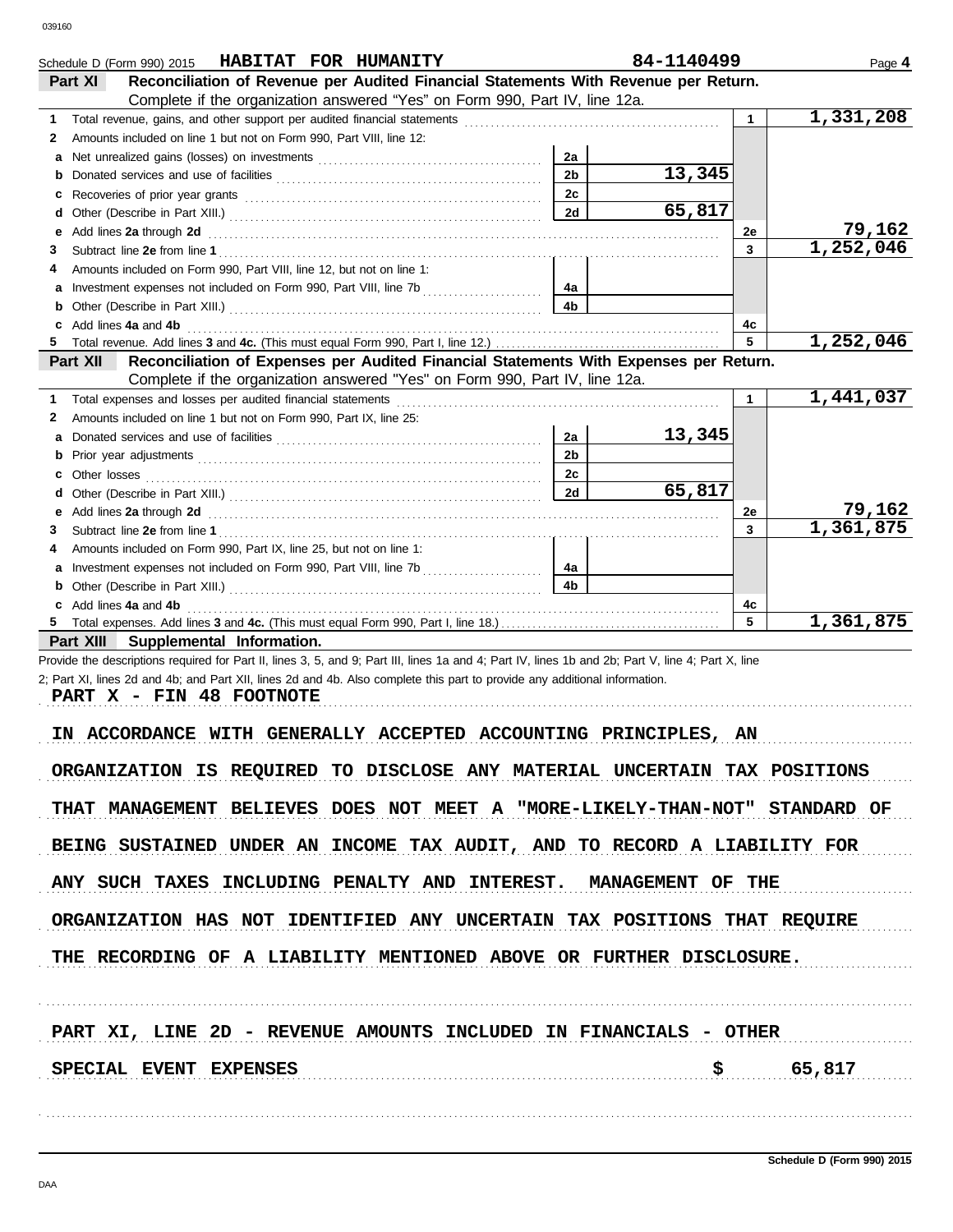Schedule D (Form 990) 2015 **HABITAT FOR HUMANITY** **84-1140499** Page **4**

## Part XI Reconciliation of Revenue per Audited Financial Statements With Revenue per Return.

Complete if the organization answered "Yes" on Form 990, Part IV, line 12a.

| | | | | | |
|---|---|---|---|---|---|
| **1** | Total revenue, gains, and other support per audited financial statements | | | 1 | 1,331,208 |
| **2** | Amounts included on line 1 but not on Form 990, Part VIII, line 12: | | | | |
| **a** | Net unrealized gains (losses) on investments | 2a | | | |
| **b** | Donated services and use of facilities | 2b | 13,345 | | |
| **c** | Recoveries of prior year grants | 2c | | | |
| **d** | Other (Describe in Part XIII.) | 2d | 65,817 | | |
| **e** | Add lines **2a** through **2d** | | | 2e | 79,162 |
| **3** | Subtract line **2e** from line **1** | | | 3 | 1,252,046 |
| **4** | Amounts included on Form 990, Part VIII, line 12, but not on line 1: | | | | |
| **a** | Investment expenses not included on Form 990, Part VIII, line 7b | 4a | | | |
| **b** | Other (Describe in Part XIII.) | 4b | | | |
| **c** | Add lines **4a** and **4b** | | | 4c | |
| **5** | Total revenue. Add lines **3** and **4c.** (This must equal Form 990, Part I, line 12.) | | | 5 | 1,252,046 |

## Part XII Reconciliation of Expenses per Audited Financial Statements With Expenses per Return.

Complete if the organization answered "Yes" on Form 990, Part IV, line 12a.

| | | | | | |
|---|---|---|---|---|---|
| **1** | Total expenses and losses per audited financial statements | | | 1 | 1,441,037 |
| **2** | Amounts included on line 1 but not on Form 990, Part IX, line 25: | | | | |
| **a** | Donated services and use of facilities | 2a | 13,345 | | |
| **b** | Prior year adjustments | 2b | | | |
| **c** | Other losses | 2c | | | |
| **d** | Other (Describe in Part XIII.) | 2d | 65,817 | | |
| **e** | Add lines **2a** through **2d** | | | 2e | 79,162 |
| **3** | Subtract line **2e** from line **1** | | | 3 | 1,361,875 |
| **4** | Amounts included on Form 990, Part IX, line 25, but not on line 1: | | | | |
| **a** | Investment expenses not included on Form 990, Part VIII, line 7b | 4a | | | |
| **b** | Other (Describe in Part XIII.) | 4b | | | |
| **c** | Add lines **4a** and **4b** | | | 4c | |
| **5** | Total expenses. Add lines **3** and **4c.** (This must equal Form 990, Part I, line 18.) | | | 5 | 1,361,875 |

## Part XIII Supplemental Information.

Provide the descriptions required for Part II, lines 3, 5, and 9; Part III, lines 1a and 4; Part IV, lines 1b and 2b; Part V, line 4; Part X, line 2; Part XI, lines 2d and 4b; and Part XII, lines 2d and 4b. Also complete this part to provide any additional information.

PART X - FIN 48 FOOTNOTE

IN ACCORDANCE WITH GENERALLY ACCEPTED ACCOUNTING PRINCIPLES, AN ORGANIZATION IS REQUIRED TO DISCLOSE ANY MATERIAL UNCERTAIN TAX POSITIONS THAT MANAGEMENT BELIEVES DOES NOT MEET A "MORE-LIKELY-THAN-NOT" STANDARD OF BEING SUSTAINED UNDER AN INCOME TAX AUDIT, AND TO RECORD A LIABILITY FOR ANY SUCH TAXES INCLUDING PENALTY AND INTEREST. MANAGEMENT OF THE ORGANIZATION HAS NOT IDENTIFIED ANY UNCERTAIN TAX POSITIONS THAT REQUIRE THE RECORDING OF A LIABILITY MENTIONED ABOVE OR FURTHER DISCLOSURE.

PART XI, LINE 2D - REVENUE AMOUNTS INCLUDED IN FINANCIALS - OTHER

SPECIAL EVENT EXPENSES $ 65,817

Schedule D (Form 990) 2015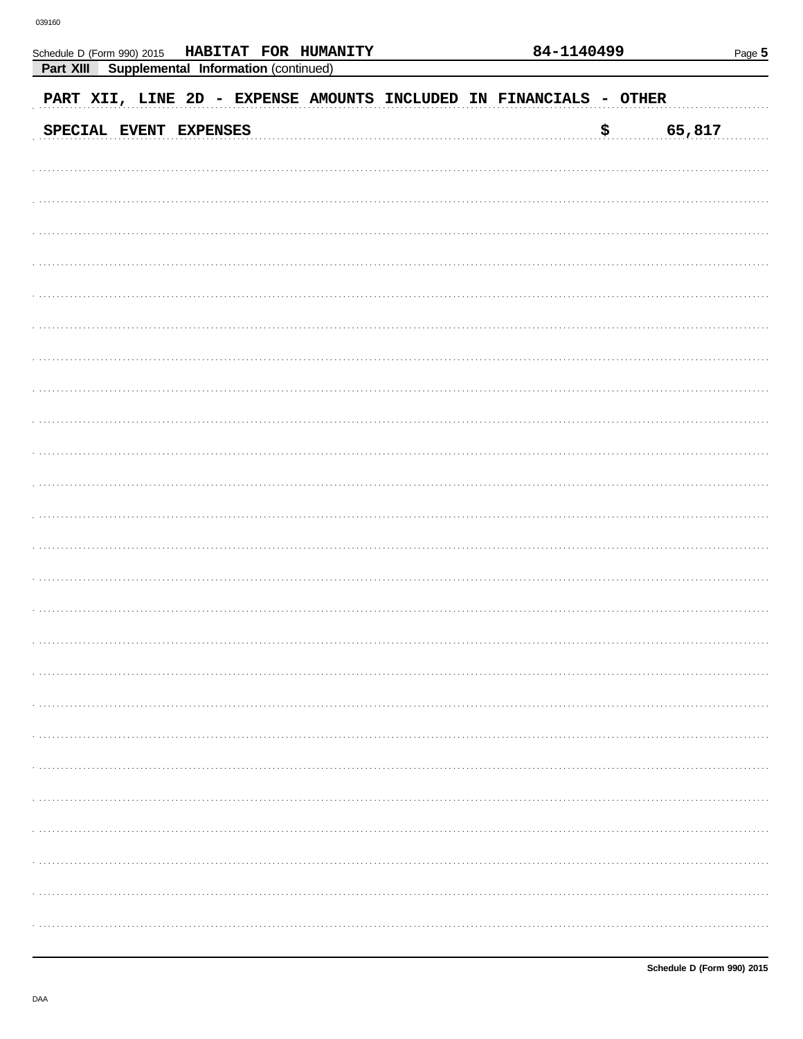Schedule D (Form 990) 2015 HABITAT FOR HUMANITY 84-1140499 Page **5**

**Part XIII Supplemental Information** (continued)

PART XII, LINE 2D - EXPENSE AMOUNTS INCLUDED IN FINANCIALS - OTHER

| | |
|---|---|
| SPECIAL EVENT EXPENSES | $ 65,817 |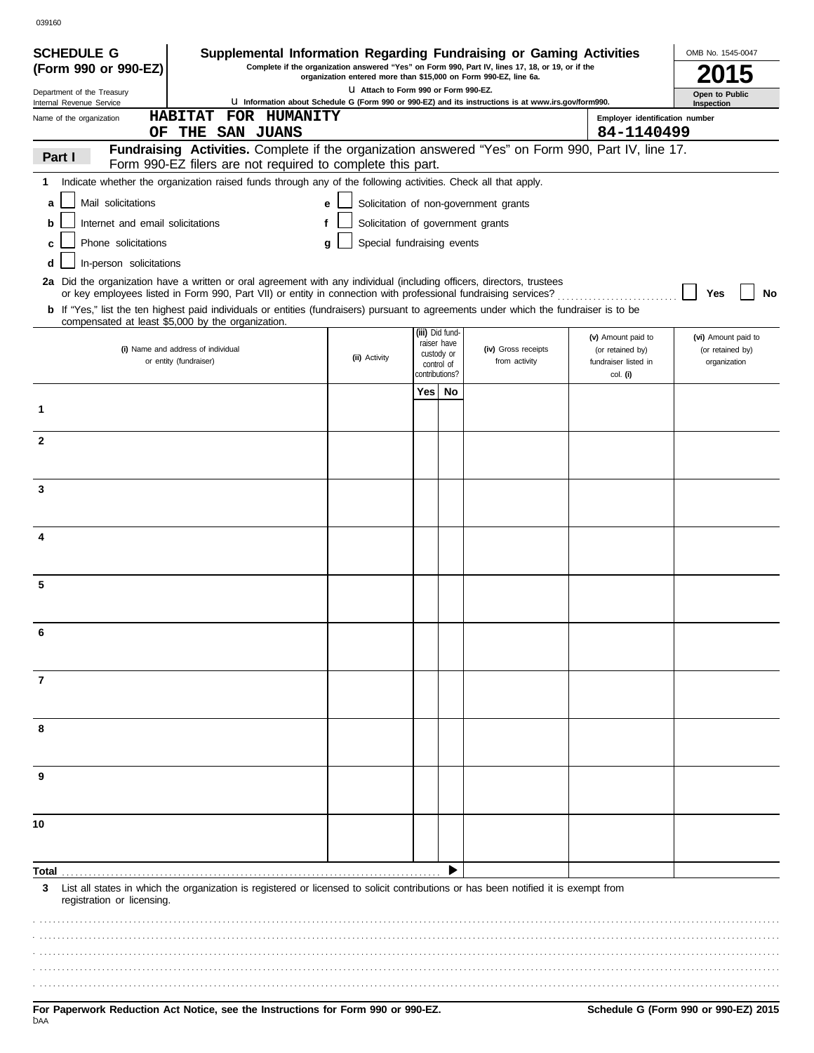039160

**SCHEDULE G (Form 990 or 990-EZ)**

Department of the Treasury
Internal Revenue Service

# Supplemental Information Regarding Fundraising or Gaming Activities

**Complete if the organization answered "Yes" on Form 990, Part IV, lines 17, 18, or 19, or if the organization entered more than $15,000 on Form 990-EZ, line 6a.**

**u Attach to Form 990 or Form 990-EZ.**

**u Information about Schedule G (Form 990 or 990-EZ) and its instructions is at www.irs.gov/form990.**

OMB No. 1545-0047

**2015**

**Open to Public Inspection**

Name of the organization: **HABITAT FOR HUMANITY OF THE SAN JUANS**

Employer identification number: **84-1140499**

## Part I — Fundraising Activities.
Complete if the organization answered "Yes" on Form 990, Part IV, line 17. Form 990-EZ filers are not required to complete this part.

**1** Indicate whether the organization raised funds through any of the following activities. Check all that apply.

- **a** ☐ Mail solicitations
- **b** ☐ Internet and email solicitations
- **c** ☐ Phone solicitations
- **d** ☐ In-person solicitations
- **e** ☐ Solicitation of non-government grants
- **f** ☐ Solicitation of government grants
- **g** ☐ Special fundraising events

**2a** Did the organization have a written or oral agreement with any individual (including officers, directors, trustees or key employees listed in Form 990, Part VII) or entity in connection with professional fundraising services? ☐ **Yes** ☐ **No**

**b** If "Yes," list the ten highest paid individuals or entities (fundraisers) pursuant to agreements under which the fundraiser is to be compensated at least $5,000 by the organization.

| | (i) Name and address of individual or entity (fundraiser) | (ii) Activity | (iii) Did fund-raiser have custody or control of contributions? Yes | No | (iv) Gross receipts from activity | (v) Amount paid to (or retained by) fundraiser listed in col. (i) | (vi) Amount paid to (or retained by) organization |
|---|---|---|---|---|---|---|---|
| 1 | | | | | | | |
| 2 | | | | | | | |
| 3 | | | | | | | |
| 4 | | | | | | | |
| 5 | | | | | | | |
| 6 | | | | | | | |
| 7 | | | | | | | |
| 8 | | | | | | | |
| 9 | | | | | | | |
| 10 | | | | | | | |
| **Total** | | | | ▶ | | | |

**3** List all states in which the organization is registered or licensed to solicit contributions or has been notified it is exempt from registration or licensing.

**For Paperwork Reduction Act Notice, see the Instructions for Form 990 or 990-EZ.**

**Schedule G (Form 990 or 990-EZ) 2015**

DAA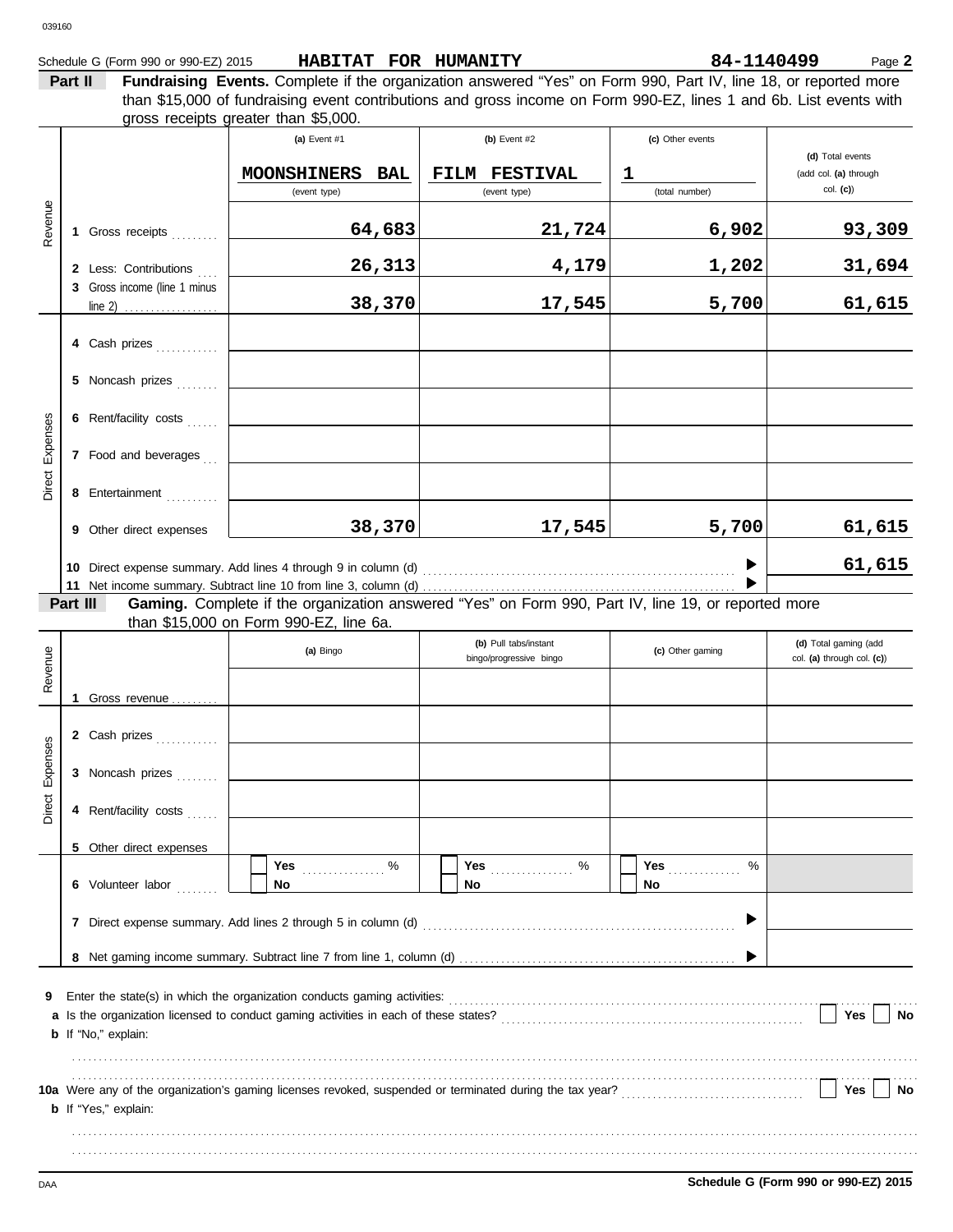Schedule G (Form 990 or 990-EZ) 2015 **HABITAT FOR HUMANITY** **84-1140499** Page **2**

**Part II** **Fundraising Events.** Complete if the organization answered "Yes" on Form 990, Part IV, line 18, or reported more than $15,000 of fundraising event contributions and gross income on Form 990-EZ, lines 1 and 6b. List events with gross receipts greater than $5,000.

| | | (a) Event #1 | (b) Event #2 | (c) Other events | (d) Total events (add col. (a) through col. (c)) |
|---|---|---|---|---|---|
| | | MOONSHINERS BAL (event type) | FILM FESTIVAL (event type) | 1 (total number) | |
| Revenue | 1 Gross receipts | 64,683 | 21,724 | 6,902 | 93,309 |
| | 2 Less: Contributions | 26,313 | 4,179 | 1,202 | 31,694 |
| | 3 Gross income (line 1 minus line 2) | 38,370 | 17,545 | 5,700 | 61,615 |
| Direct Expenses | 4 Cash prizes | | | | |
| | 5 Noncash prizes | | | | |
| | 6 Rent/facility costs | | | | |
| | 7 Food and beverages | | | | |
| | 8 Entertainment | | | | |
| | 9 Other direct expenses | 38,370 | 17,545 | 5,700 | 61,615 |
| | 10 Direct expense summary. Add lines 4 through 9 in column (d) | | | | 61,615 |
| | 11 Net income summary. Subtract line 10 from line 3, column (d) | | | | |

**Part III** **Gaming.** Complete if the organization answered "Yes" on Form 990, Part IV, line 19, or reported more than $15,000 on Form 990-EZ, line 6a.

| | | (a) Bingo | (b) Pull tabs/instant bingo/progressive bingo | (c) Other gaming | (d) Total gaming (add col. (a) through col. (c)) |
|---|---|---|---|---|---|
| Revenue | 1 Gross revenue | | | | |
| Direct Expenses | 2 Cash prizes | | | | |
| | 3 Noncash prizes | | | | |
| | 4 Rent/facility costs | | | | |
| | 5 Other direct expenses | | | | |
| | 6 Volunteer labor | Yes ___ % / No | Yes ___ % / No | Yes ___ % / No | |
| | 7 Direct expense summary. Add lines 2 through 5 in column (d) | | | | |
| | 8 Net gaming income summary. Subtract line 7 from line 1, column (d) | | | | |

**9** Enter the state(s) in which the organization conducts gaming activities:

**a** Is the organization licensed to conduct gaming activities in each of these states? ☐ Yes ☐ No

**b** If "No," explain:

**10a** Were any of the organization's gaming licenses revoked, suspended or terminated during the tax year? ☐ Yes ☐ No

**b** If "Yes," explain:

**Schedule G (Form 990 or 990-EZ) 2015**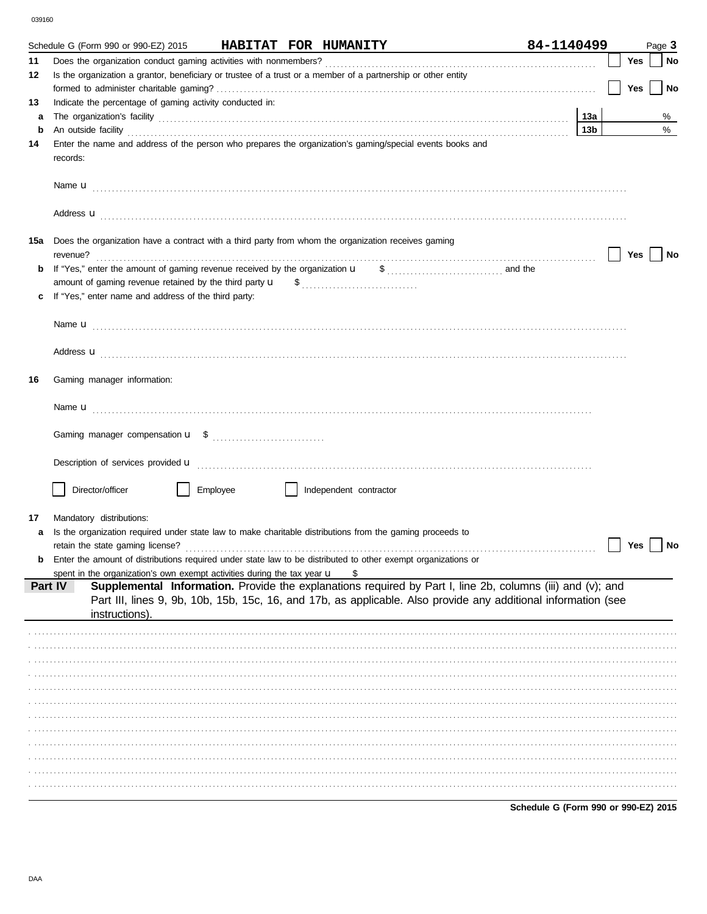Schedule G (Form 990 or 990-EZ) 2015 **HABITAT FOR HUMANITY** **84-1140499** Page **3**

**11** Does the organization conduct gaming activities with nonmembers? ☐ **Yes** ☐ **No**

**12** Is the organization a grantor, beneficiary or trustee of a trust or a member of a partnership or other entity formed to administer charitable gaming? ☐ **Yes** ☐ **No**

**13** Indicate the percentage of gaming activity conducted in:

**a** The organization's facility **13a** %

**b** An outside facility **13b** %

**14** Enter the name and address of the person who prepares the organization's gaming/special events books and records:

Name u

Address u

**15a** Does the organization have a contract with a third party from whom the organization receives gaming revenue? ☐ **Yes** ☐ **No**

**b** If "Yes," enter the amount of gaming revenue received by the organization u $ and the amount of gaming revenue retained by the third party u $

**c** If "Yes," enter name and address of the third party:

Name u

Address u

**16** Gaming manager information:

Name u

Gaming manager compensation u $

Description of services provided u

☐ Director/officer ☐ Employee ☐ Independent contractor

**17** Mandatory distributions:

**a** Is the organization required under state law to make charitable distributions from the gaming proceeds to retain the state gaming license? ☐ **Yes** ☐ **No**

**b** Enter the amount of distributions required under state law to be distributed to other exempt organizations or spent in the organization's own exempt activities during the tax year u $

**Part IV** **Supplemental Information.** Provide the explanations required by Part I, line 2b, columns (iii) and (v); and Part III, lines 9, 9b, 10b, 15b, 15c, 16, and 17b, as applicable. Also provide any additional information (see instructions).

**Schedule G (Form 990 or 990-EZ) 2015**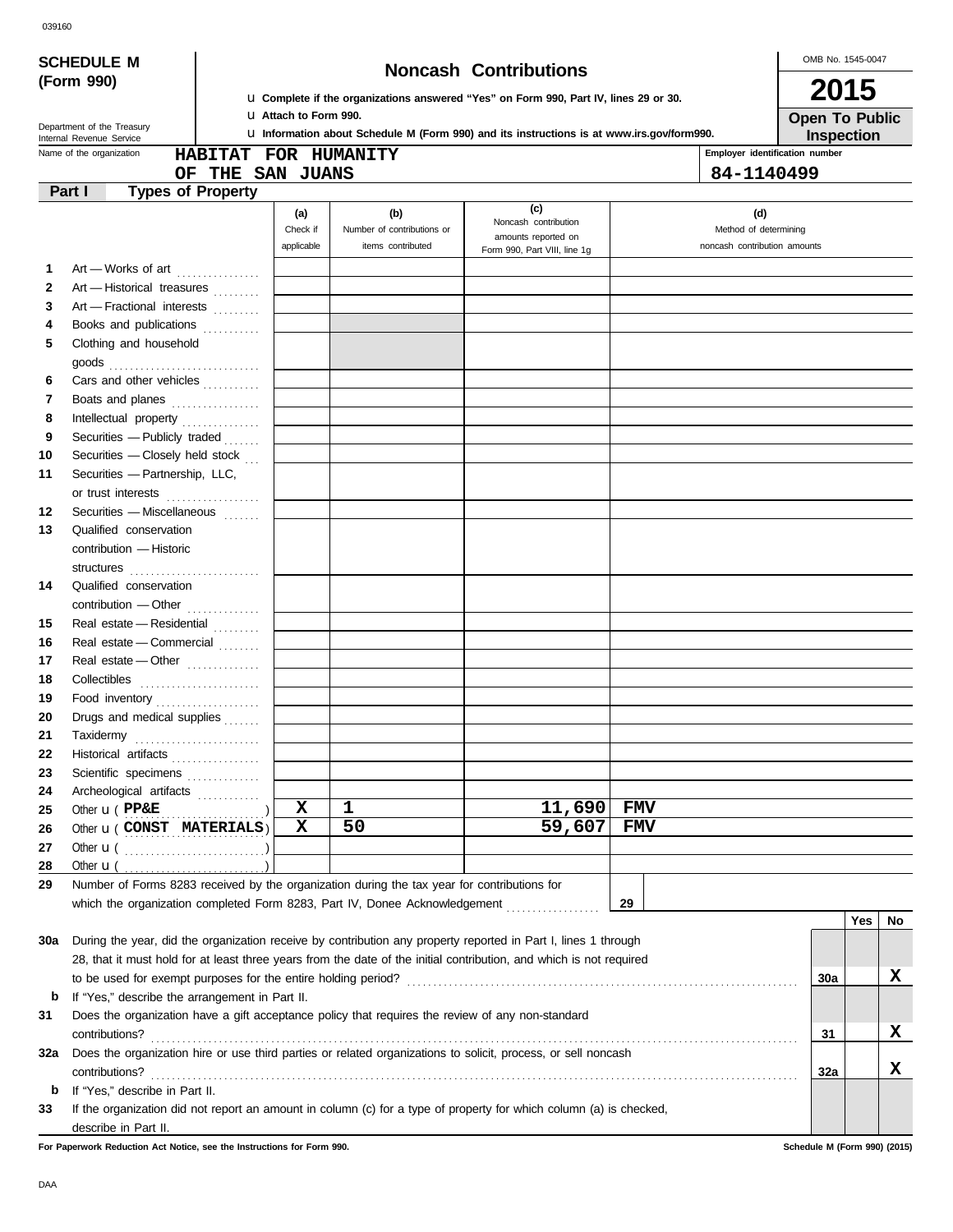039160

**SCHEDULE M (Form 990)**

Department of the Treasury
Internal Revenue Service

# Noncash Contributions

u Complete if the organizations answered "Yes" on Form 990, Part IV, lines 29 or 30.
u Attach to Form 990.
u Information about Schedule M (Form 990) and its instructions is at www.irs.gov/form990.

OMB No. 1545-0047

**2015**

**Open To Public Inspection**

Name of the organization: **HABITAT FOR HUMANITY OF THE SAN JUANS**

Employer identification number: **84-1140499**

## Part I Types of Property

| | | (a) Check if applicable | (b) Number of contributions or items contributed | (c) Noncash contribution amounts reported on Form 990, Part VIII, line 1g | (d) Method of determining noncash contribution amounts |
|---|---|---|---|---|---|
| 1 | Art — Works of art | | | | |
| 2 | Art — Historical treasures | | | | |
| 3 | Art — Fractional interests | | | | |
| 4 | Books and publications | | | | |
| 5 | Clothing and household goods | | | | |
| 6 | Cars and other vehicles | | | | |
| 7 | Boats and planes | | | | |
| 8 | Intellectual property | | | | |
| 9 | Securities — Publicly traded | | | | |
| 10 | Securities — Closely held stock | | | | |
| 11 | Securities — Partnership, LLC, or trust interests | | | | |
| 12 | Securities — Miscellaneous | | | | |
| 13 | Qualified conservation contribution — Historic structures | | | | |
| 14 | Qualified conservation contribution — Other | | | | |
| 15 | Real estate — Residential | | | | |
| 16 | Real estate — Commercial | | | | |
| 17 | Real estate — Other | | | | |
| 18 | Collectibles | | | | |
| 19 | Food inventory | | | | |
| 20 | Drugs and medical supplies | | | | |
| 21 | Taxidermy | | | | |
| 22 | Historical artifacts | | | | |
| 23 | Scientific specimens | | | | |
| 24 | Archeological artifacts | | | | |
| 25 | Other u ( PP&E ) | X | 1 | 11,690 | FMV |
| 26 | Other u ( CONST MATERIALS ) | X | 50 | 59,607 | FMV |
| 27 | Other u ( ) | | | | |
| 28 | Other u ( ) | | | | |

**29** Number of Forms 8283 received by the organization during the tax year for contributions for which the organization completed Form 8283, Part IV, Donee Acknowledgement ....... **29**

| | | | Yes | No |
|---|---|---|---|---|
| 30a | During the year, did the organization receive by contribution any property reported in Part I, lines 1 through 28, that it must hold for at least three years from the date of the initial contribution, and which is not required to be used for exempt purposes for the entire holding period? | 30a | | X |
| b | If "Yes," describe the arrangement in Part II. | | | |
| 31 | Does the organization have a gift acceptance policy that requires the review of any non-standard contributions? | 31 | | X |
| 32a | Does the organization hire or use third parties or related organizations to solicit, process, or sell noncash contributions? | 32a | | X |
| b | If "Yes," describe in Part II. | | | |
| 33 | If the organization did not report an amount in column (c) for a type of property for which column (a) is checked, describe in Part II. | | | |

**For Paperwork Reduction Act Notice, see the Instructions for Form 990.** **Schedule M (Form 990) (2015)**

DAA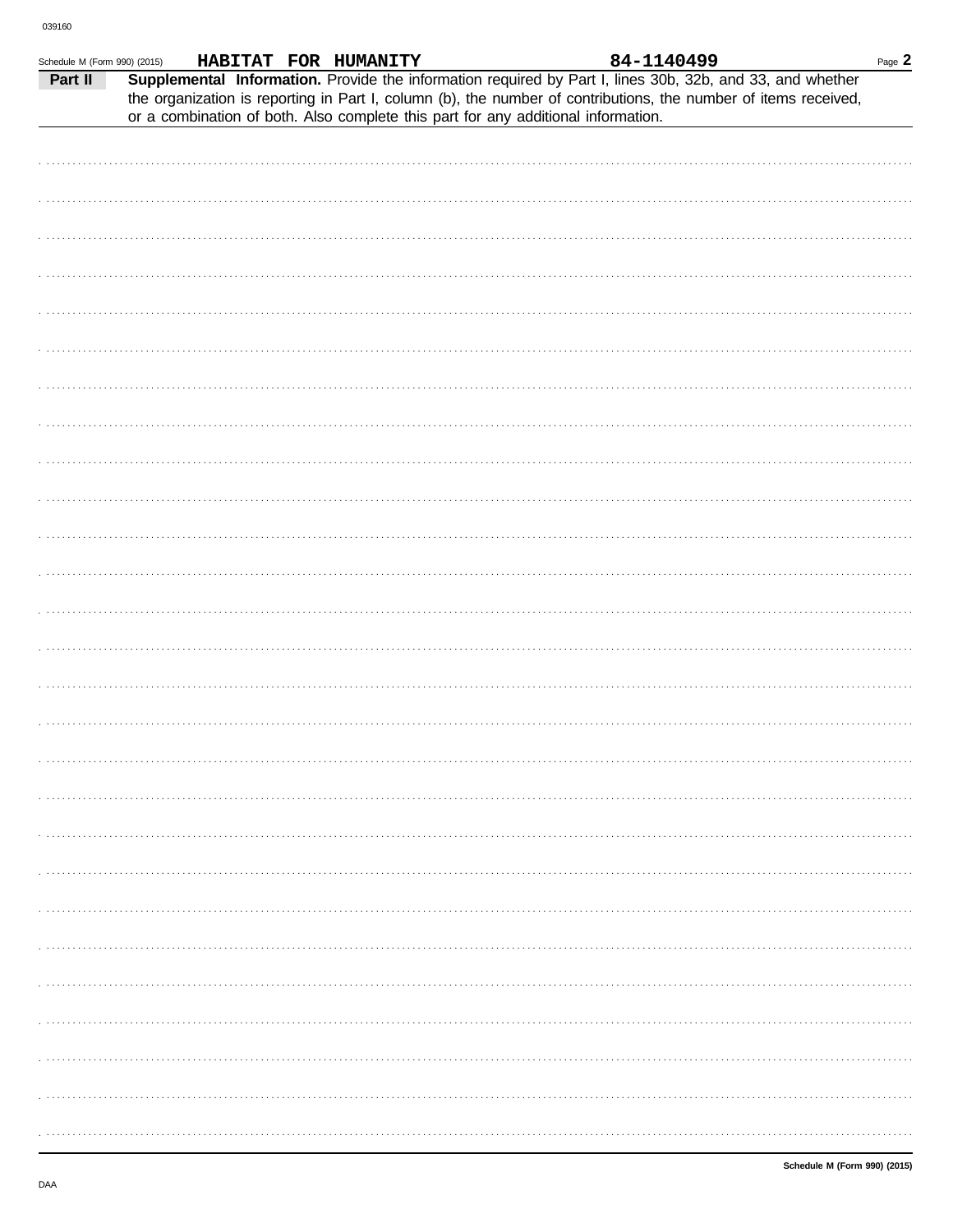Schedule M (Form 990) (2015) **HABITAT FOR HUMANITY** **84-1140499** Page **2**

**Part II** **Supplemental Information.** Provide the information required by Part I, lines 30b, 32b, and 33, and whether the organization is reporting in Part I, column (b), the number of contributions, the number of items received, or a combination of both. Also complete this part for any additional information.

**Schedule M (Form 990) (2015)**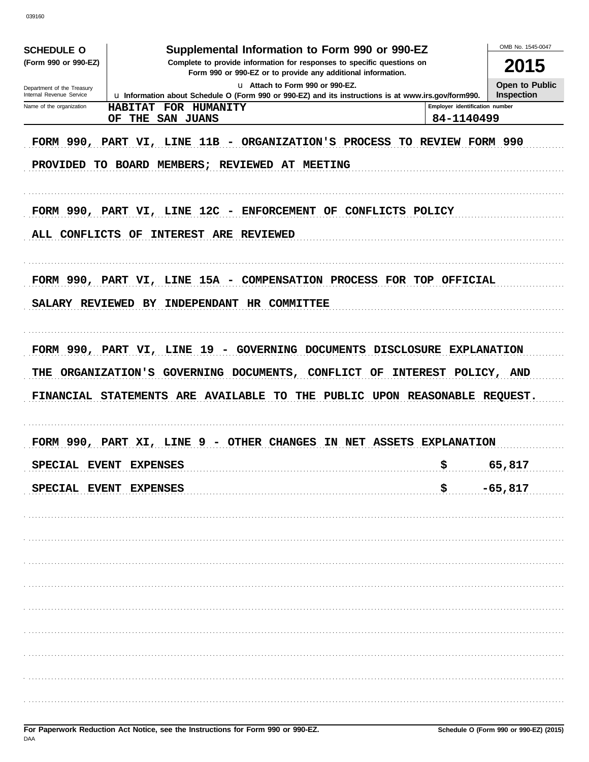039160

**SCHEDULE O (Form 990 or 990-EZ)**

Department of the Treasury
Internal Revenue Service

# Supplemental Information to Form 990 or 990-EZ

**Complete to provide information for responses to specific questions on Form 990 or 990-EZ or to provide any additional information.**

u Attach to Form 990 or 990-EZ.

u Information about Schedule O (Form 990 or 990-EZ) and its instructions is at www.irs.gov/form990.

OMB No. 1545-0047

**2015**

**Open to Public Inspection**

| Name of the organization | Employer identification number |
|---|---|
| HABITAT FOR HUMANITY OF THE SAN JUANS | 84-1140499 |

FORM 990, PART VI, LINE 11B - ORGANIZATION'S PROCESS TO REVIEW FORM 990

PROVIDED TO BOARD MEMBERS; REVIEWED AT MEETING

FORM 990, PART VI, LINE 12C - ENFORCEMENT OF CONFLICTS POLICY

ALL CONFLICTS OF INTEREST ARE REVIEWED

FORM 990, PART VI, LINE 15A - COMPENSATION PROCESS FOR TOP OFFICIAL

SALARY REVIEWED BY INDEPENDANT HR COMMITTEE

FORM 990, PART VI, LINE 19 - GOVERNING DOCUMENTS DISCLOSURE EXPLANATION

THE ORGANIZATION'S GOVERNING DOCUMENTS, CONFLICT OF INTEREST POLICY, AND FINANCIAL STATEMENTS ARE AVAILABLE TO THE PUBLIC UPON REASONABLE REQUEST.

FORM 990, PART XI, LINE 9 - OTHER CHANGES IN NET ASSETS EXPLANATION

| | |
|---|---|
| SPECIAL EVENT EXPENSES | $ 65,817 |
| SPECIAL EVENT EXPENSES | $ -65,817 |

**For Paperwork Reduction Act Notice, see the Instructions for Form 990 or 990-EZ.**

DAA

**Schedule O (Form 990 or 990-EZ) (2015)**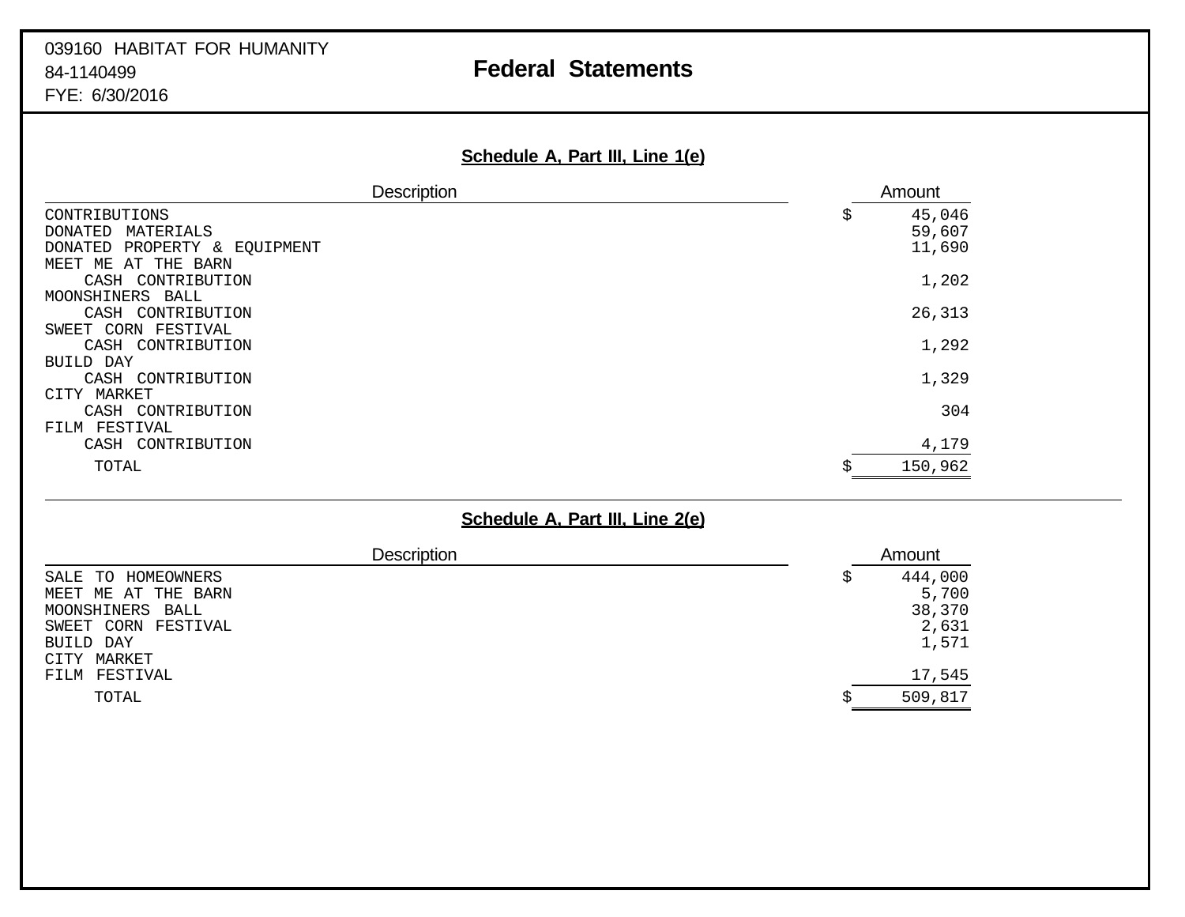039160 HABITAT FOR HUMANITY
84-1140499
FYE: 6/30/2016

# Federal Statements

## Schedule A, Part III, Line 1(e)

| Description | Amount |
|---|---|
| CONTRIBUTIONS | $ 45,046 |
| DONATED MATERIALS | 59,607 |
| DONATED PROPERTY & EQUIPMENT | 11,690 |
| MEET ME AT THE BARN | |
| CASH CONTRIBUTION | 1,202 |
| MOONSHINERS BALL | |
| CASH CONTRIBUTION | 26,313 |
| SWEET CORN FESTIVAL | |
| CASH CONTRIBUTION | 1,292 |
| BUILD DAY | |
| CASH CONTRIBUTION | 1,329 |
| CITY MARKET | |
| CASH CONTRIBUTION | 304 |
| FILM FESTIVAL | |
| CASH CONTRIBUTION | 4,179 |
| TOTAL | $ 150,962 |

## Schedule A, Part III, Line 2(e)

| Description | Amount |
|---|---|
| SALE TO HOMEOWNERS | $ 444,000 |
| MEET ME AT THE BARN | 5,700 |
| MOONSHINERS BALL | 38,370 |
| SWEET CORN FESTIVAL | 2,631 |
| BUILD DAY | 1,571 |
| CITY MARKET | |
| FILM FESTIVAL | 17,545 |
| TOTAL | $ 509,817 |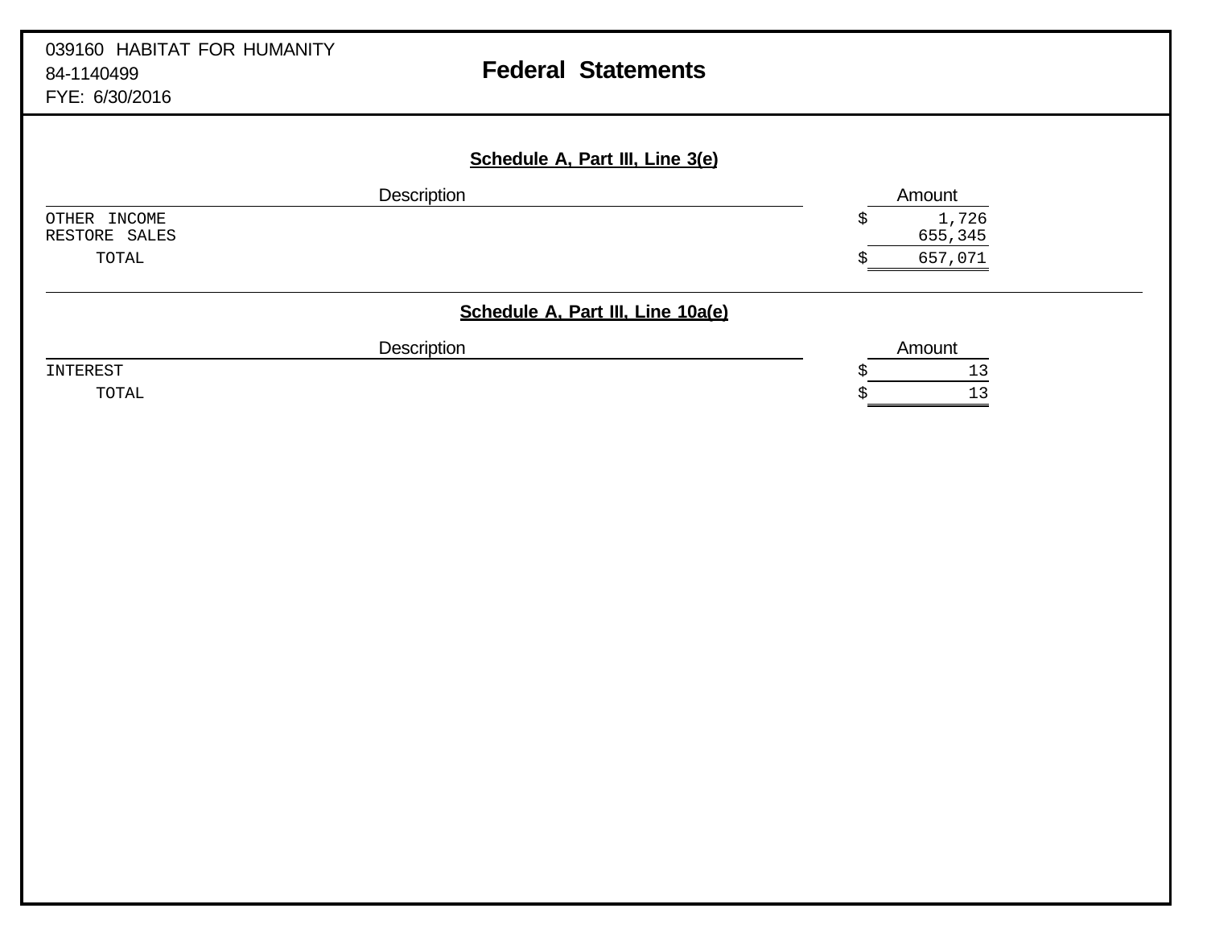039160 HABITAT FOR HUMANITY
84-1140499
FYE: 6/30/2016

# Federal Statements

## Schedule A, Part III, Line 3(e)

| Description | Amount |
|---|---|
| OTHER INCOME | $ 1,726 |
| RESTORE SALES | 655,345 |
| TOTAL | $ 657,071 |

## Schedule A, Part III, Line 10a(e)

| Description | Amount |
|---|---|
| INTEREST | $ 13 |
| TOTAL | $ 13 |